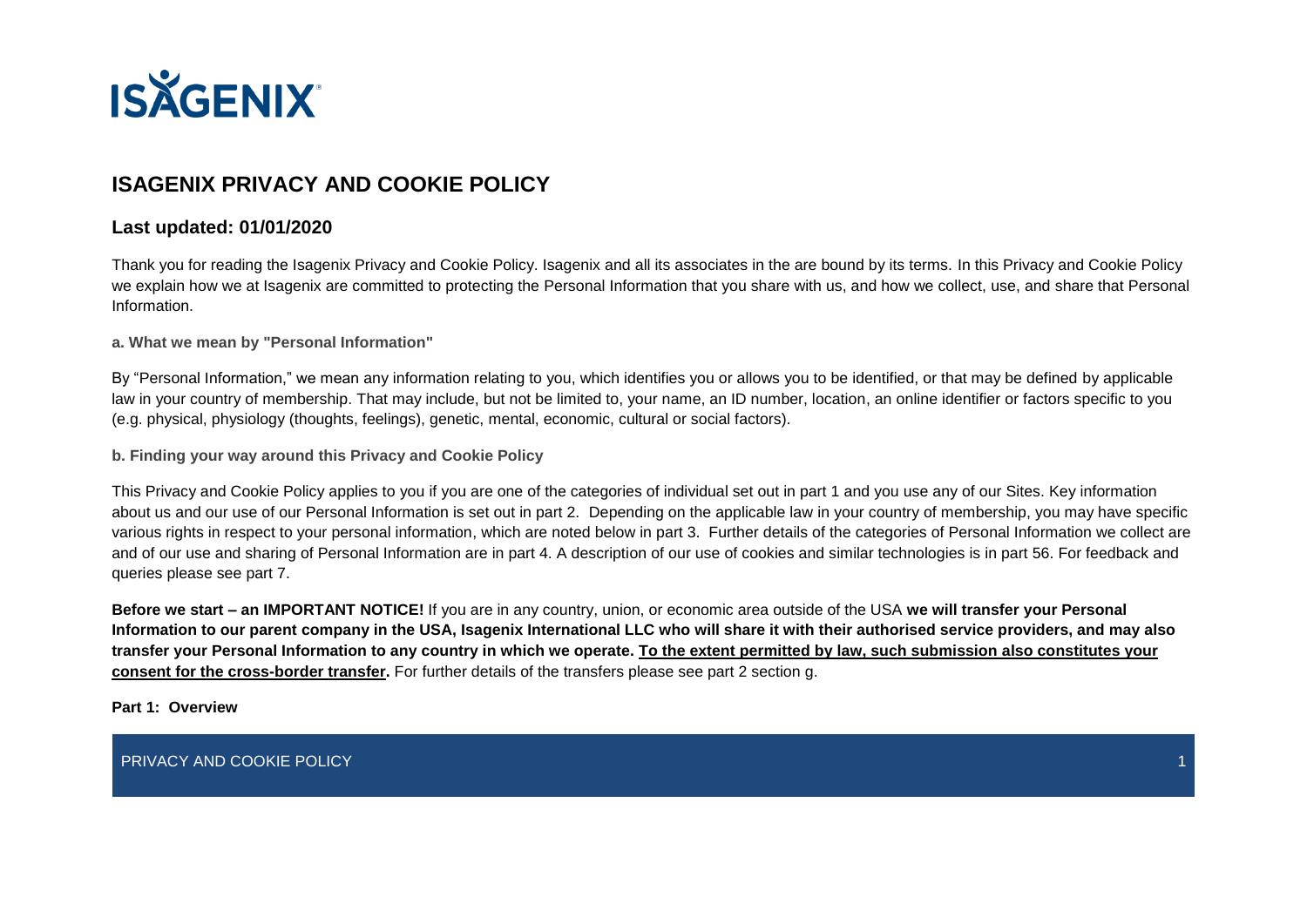ISAGENIX

# ISAGENIX PRIVACY AND COOKIE POLICY

## Last updated: 01/01/2020

Thank you for reading the Isagenix Privacy and Cookie Policy. Isagenix and all its associates in the are bound by its terms. In this Privacy and Cookie Policy we explain how we at Isagenix are committed to protecting the Personal Information that you share with us, and how we collect, use, and share that Personal Information.

**a. What we mean by "Personal Information"**

By "Personal Information," we mean any information relating to you, which identifies you or allows you to be identified, or that may be defined by applicable law in your country of membership. That may include, but not be limited to, your name, an ID number, location, an online identifier or factors specific to you (e.g. physical, physiology (thoughts, feelings), genetic, mental, economic, cultural or social factors).

**b. Finding your way around this Privacy and Cookie Policy**

This Privacy and Cookie Policy applies to you if you are one of the categories of individual set out in part 1 and you use any of our Sites. Key information about us and our use of our Personal Information is set out in part 2. Depending on the applicable law in your country of membership, you may have specific various rights in respect to your personal information, which are noted below in part 3. Further details of the categories of Personal Information we collect are and of our use and sharing of Personal Information are in part 4. A description of our use of cookies and similar technologies is in part 56. For feedback and queries please see part 7.

**Before we start – an IMPORTANT NOTICE!** If you are in any country, union, or economic area outside of the USA **we will transfer your Personal Information to our parent company in the USA, Isagenix International LLC who will share it with their authorised service providers, and may also transfer your Personal Information to any country in which we operate. <u>To the extent permitted by law, such submission also constitutes your consent for the cross-border transfer</u>.** For further details of the transfers please see part 2 section g.

**Part 1: Overview**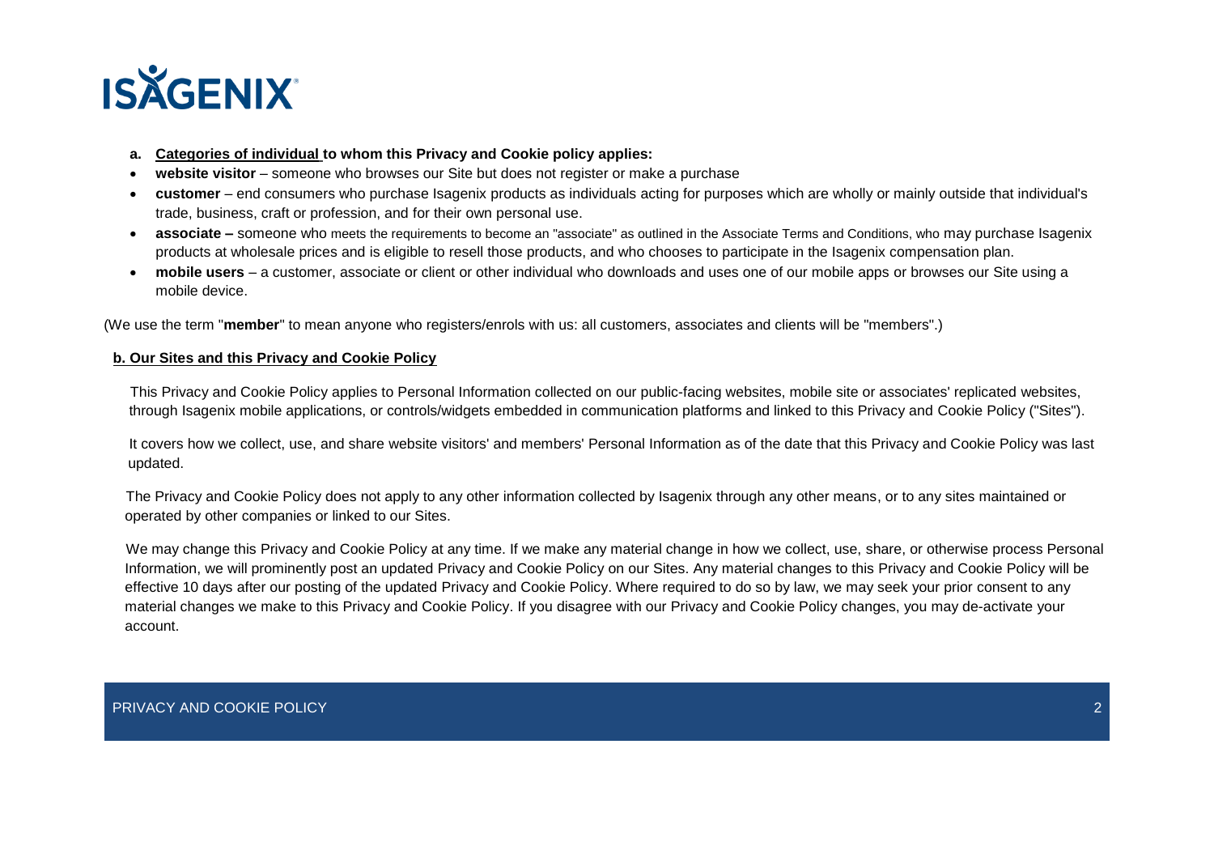**a. Categories of individual to whom this Privacy and Cookie policy applies:**

- **website visitor** – someone who browses our Site but does not register or make a purchase
- **customer** – end consumers who purchase Isagenix products as individuals acting for purposes which are wholly or mainly outside that individual's trade, business, craft or profession, and for their own personal use.
- **associate –** someone who meets the requirements to become an "associate" as outlined in the Associate Terms and Conditions, who may purchase Isagenix products at wholesale prices and is eligible to resell those products, and who chooses to participate in the Isagenix compensation plan.
- **mobile users** – a customer, associate or client or other individual who downloads and uses one of our mobile apps or browses our Site using a mobile device.

(We use the term "**member**" to mean anyone who registers/enrols with us: all customers, associates and clients will be "members".)

**b. Our Sites and this Privacy and Cookie Policy**

This Privacy and Cookie Policy applies to Personal Information collected on our public-facing websites, mobile site or associates' replicated websites, through Isagenix mobile applications, or controls/widgets embedded in communication platforms and linked to this Privacy and Cookie Policy ("Sites").

It covers how we collect, use, and share website visitors' and members' Personal Information as of the date that this Privacy and Cookie Policy was last updated.

The Privacy and Cookie Policy does not apply to any other information collected by Isagenix through any other means, or to any sites maintained or operated by other companies or linked to our Sites.

We may change this Privacy and Cookie Policy at any time. If we make any material change in how we collect, use, share, or otherwise process Personal Information, we will prominently post an updated Privacy and Cookie Policy on our Sites. Any material changes to this Privacy and Cookie Policy will be effective 10 days after our posting of the updated Privacy and Cookie Policy. Where required to do so by law, we may seek your prior consent to any material changes we make to this Privacy and Cookie Policy. If you disagree with our Privacy and Cookie Policy changes, you may de-activate your account.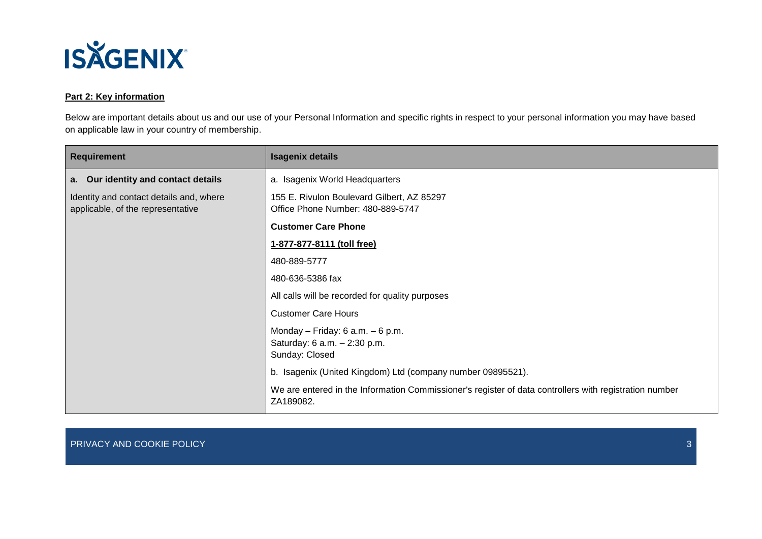**Part 2: Key information**

Below are important details about us and our use of your Personal Information and specific rights in respect to your personal information you may have based on applicable law in your country of membership.

| Requirement | Isagenix details |
|---|---|
| **a. Our identity and contact details**<br><br>Identity and contact details and, where applicable, of the representative | a. Isagenix World Headquarters<br><br>155 E. Rivulon Boulevard Gilbert, AZ 85297<br>Office Phone Number: 480-889-5747<br><br>**Customer Care Phone**<br><br>**1-877-877-8111 (toll free)**<br><br>480-889-5777<br><br>480-636-5386 fax<br><br>All calls will be recorded for quality purposes<br><br>Customer Care Hours<br><br>Monday – Friday: 6 a.m. – 6 p.m.<br>Saturday: 6 a.m. – 2:30 p.m.<br>Sunday: Closed<br><br>b. Isagenix (United Kingdom) Ltd (company number 09895521).<br><br>We are entered in the Information Commissioner's register of data controllers with registration number ZA189082. |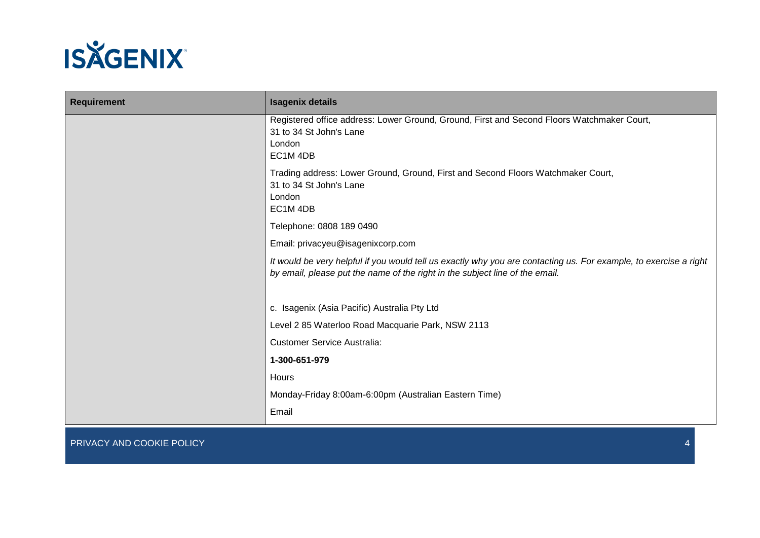| Requirement | Isagenix details |
| --- | --- |
| | Registered office address: Lower Ground, Ground, First and Second Floors Watchmaker Court,<br>31 to 34 St John's Lane<br>London<br>EC1M 4DB<br><br>Trading address: Lower Ground, Ground, First and Second Floors Watchmaker Court,<br>31 to 34 St John's Lane<br>London<br>EC1M 4DB<br><br>Telephone: 0808 189 0490<br><br>Email: privacyeu@isagenixcorp.com<br><br>*It would be very helpful if you would tell us exactly why you are contacting us. For example, to exercise a right by email, please put the name of the right in the subject line of the email.*<br><br>c. Isagenix (Asia Pacific) Australia Pty Ltd<br><br>Level 2 85 Waterloo Road Macquarie Park, NSW 2113<br><br>Customer Service Australia:<br><br>**1-300-651-979**<br><br>Hours<br><br>Monday-Friday 8:00am-6:00pm (Australian Eastern Time)<br><br>Email |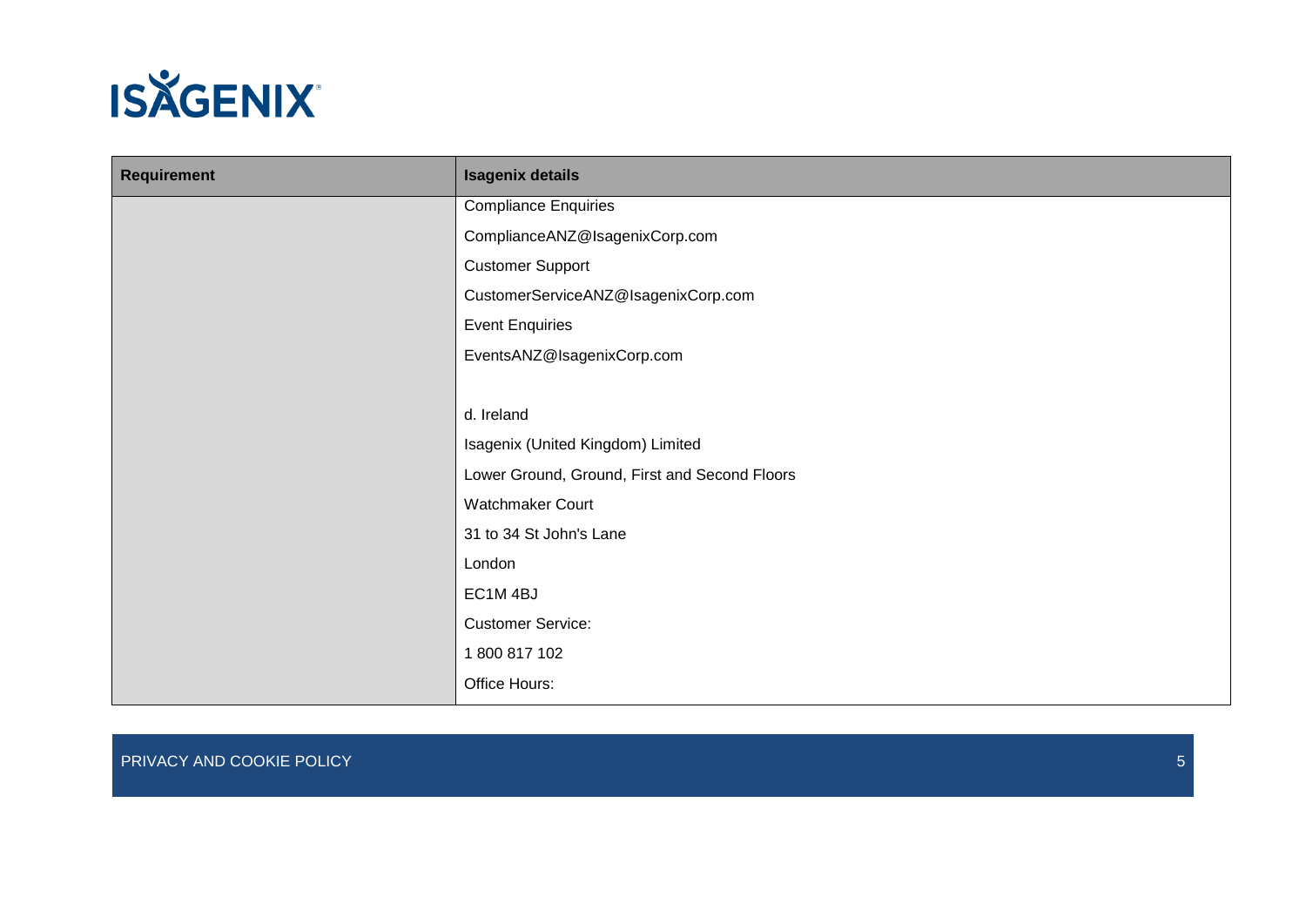| Requirement | Isagenix details |
| --- | --- |
| | Compliance Enquiries<br>ComplianceANZ@IsagenixCorp.com<br>Customer Support<br>CustomerServiceANZ@IsagenixCorp.com<br>Event Enquiries<br>EventsANZ@IsagenixCorp.com<br><br>d. Ireland<br>Isagenix (United Kingdom) Limited<br>Lower Ground, Ground, First and Second Floors<br>Watchmaker Court<br>31 to 34 St John's Lane<br>London<br>EC1M 4BJ<br>Customer Service:<br>1 800 817 102<br>Office Hours: |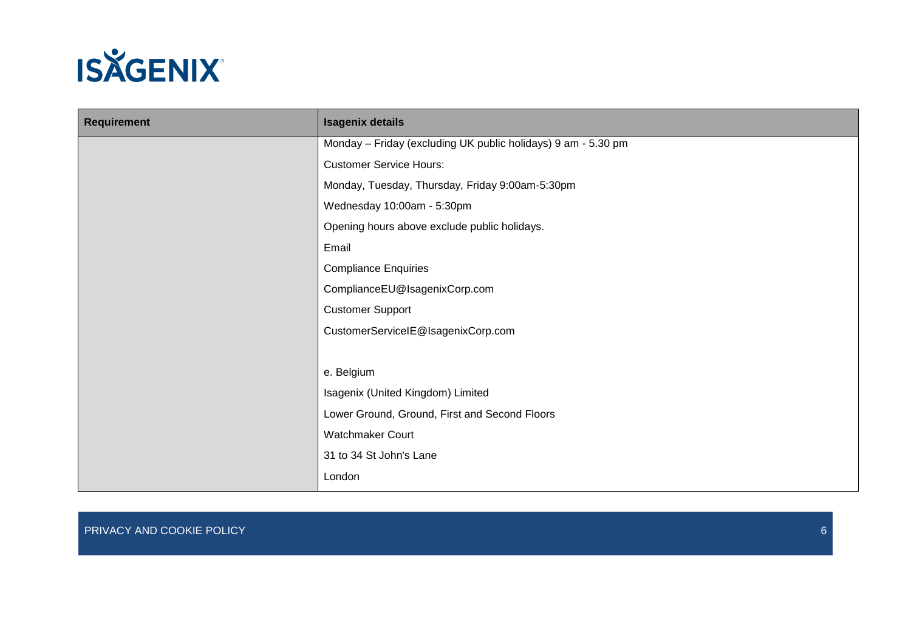| Requirement | Isagenix details |
| --- | --- |
| | Monday – Friday (excluding UK public holidays) 9 am - 5.30 pm<br>Customer Service Hours:<br>Monday, Tuesday, Thursday, Friday 9:00am-5:30pm<br>Wednesday 10:00am - 5:30pm<br>Opening hours above exclude public holidays.<br>Email<br>Compliance Enquiries<br>ComplianceEU@IsagenixCorp.com<br>Customer Support<br>CustomerServiceIE@IsagenixCorp.com<br><br>e. Belgium<br>Isagenix (United Kingdom) Limited<br>Lower Ground, Ground, First and Second Floors<br>Watchmaker Court<br>31 to 34 St John's Lane<br>London |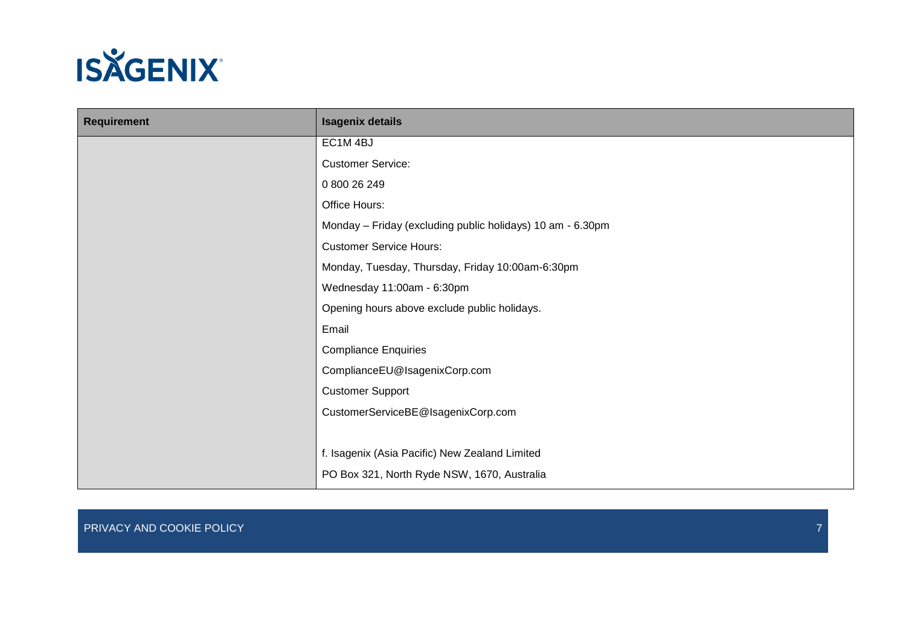| Requirement | Isagenix details |
| --- | --- |
| | EC1M 4BJ<br>Customer Service:<br>0 800 26 249<br>Office Hours:<br>Monday – Friday (excluding public holidays) 10 am - 6.30pm<br>Customer Service Hours:<br>Monday, Tuesday, Thursday, Friday 10:00am-6:30pm<br>Wednesday 11:00am - 6:30pm<br>Opening hours above exclude public holidays.<br>Email<br>Compliance Enquiries<br>ComplianceEU@IsagenixCorp.com<br>Customer Support<br>CustomerServiceBE@IsagenixCorp.com<br><br>f. Isagenix (Asia Pacific) New Zealand Limited<br>PO Box 321, North Ryde NSW, 1670, Australia |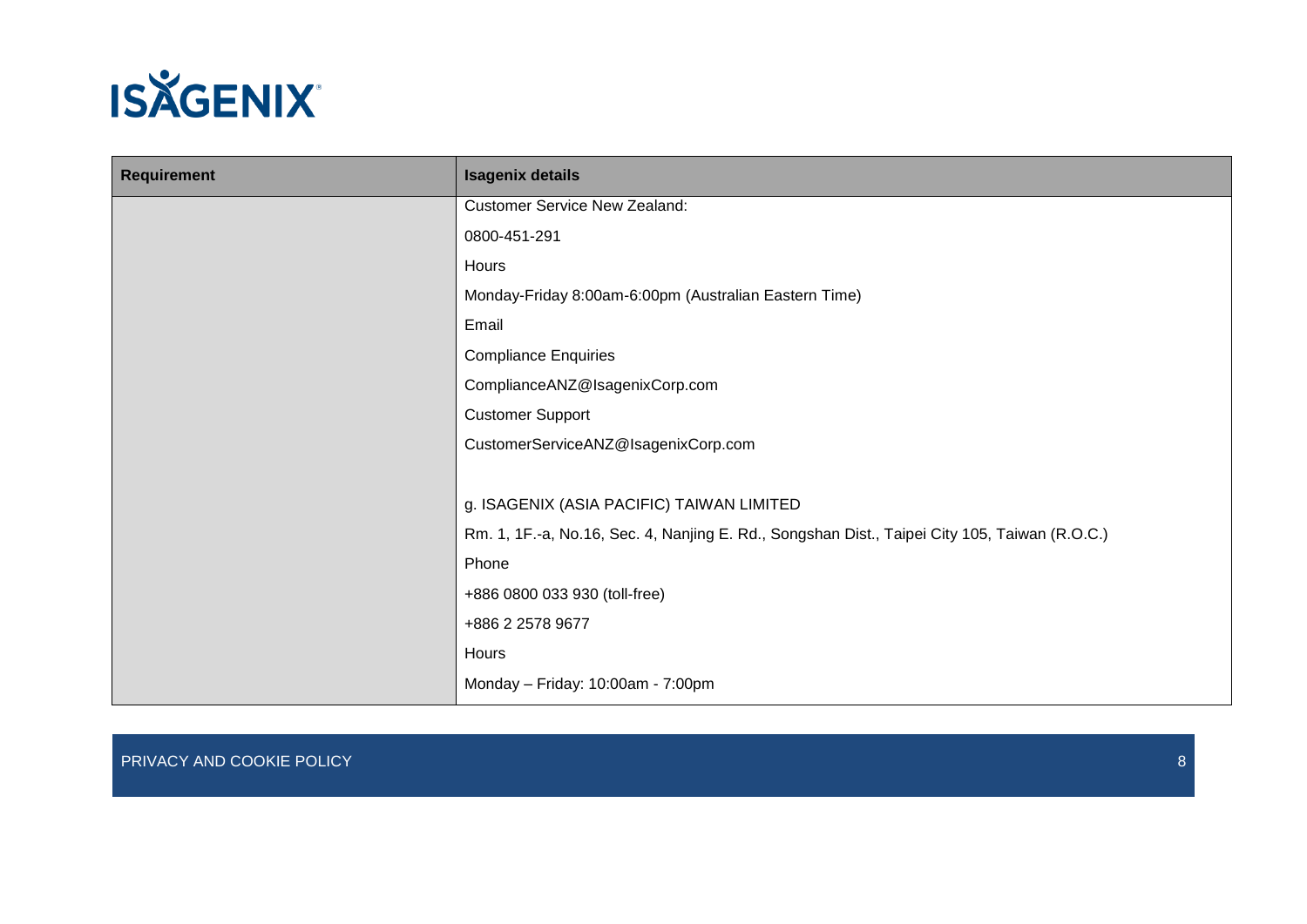| Requirement | Isagenix details |
| --- | --- |
| | Customer Service New Zealand:<br>0800-451-291<br>Hours<br>Monday-Friday 8:00am-6:00pm (Australian Eastern Time)<br>Email<br>Compliance Enquiries<br>ComplianceANZ@IsagenixCorp.com<br>Customer Support<br>CustomerServiceANZ@IsagenixCorp.com<br><br>g. ISAGENIX (ASIA PACIFIC) TAIWAN LIMITED<br>Rm. 1, 1F.-a, No.16, Sec. 4, Nanjing E. Rd., Songshan Dist., Taipei City 105, Taiwan (R.O.C.)<br>Phone<br>+886 0800 033 930 (toll-free)<br>+886 2 2578 9677<br>Hours<br>Monday – Friday: 10:00am - 7:00pm |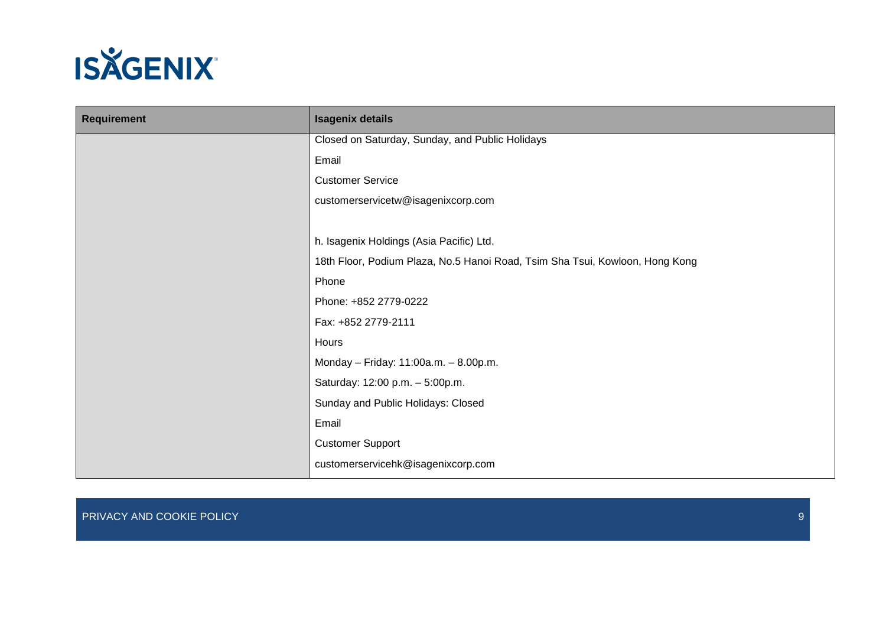| Requirement | Isagenix details |
| --- | --- |
| | Closed on Saturday, Sunday, and Public Holidays<br>Email<br>Customer Service<br>customerservicetw@isagenixcorp.com<br><br>h. Isagenix Holdings (Asia Pacific) Ltd.<br>18th Floor, Podium Plaza, No.5 Hanoi Road, Tsim Sha Tsui, Kowloon, Hong Kong<br>Phone<br>Phone: +852 2779-0222<br>Fax: +852 2779-2111<br>Hours<br>Monday – Friday: 11:00a.m. – 8.00p.m.<br>Saturday: 12:00 p.m. – 5:00p.m.<br>Sunday and Public Holidays: Closed<br>Email<br>Customer Support<br>customerservicehk@isagenixcorp.com |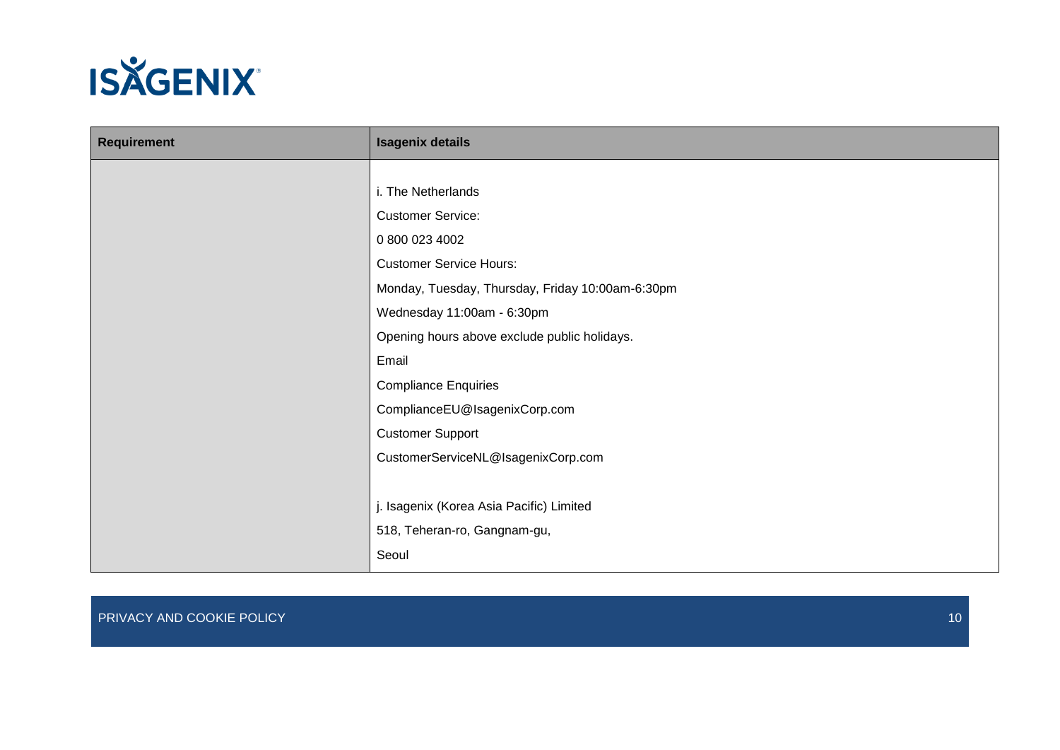| Requirement | Isagenix details |
|---|---|
| | i. The Netherlands<br>Customer Service:<br>0 800 023 4002<br>Customer Service Hours:<br>Monday, Tuesday, Thursday, Friday 10:00am-6:30pm<br>Wednesday 11:00am - 6:30pm<br>Opening hours above exclude public holidays.<br>Email<br>Compliance Enquiries<br>ComplianceEU@IsagenixCorp.com<br>Customer Support<br>CustomerServiceNL@IsagenixCorp.com<br><br>j. Isagenix (Korea Asia Pacific) Limited<br>518, Teheran-ro, Gangnam-gu,<br>Seoul |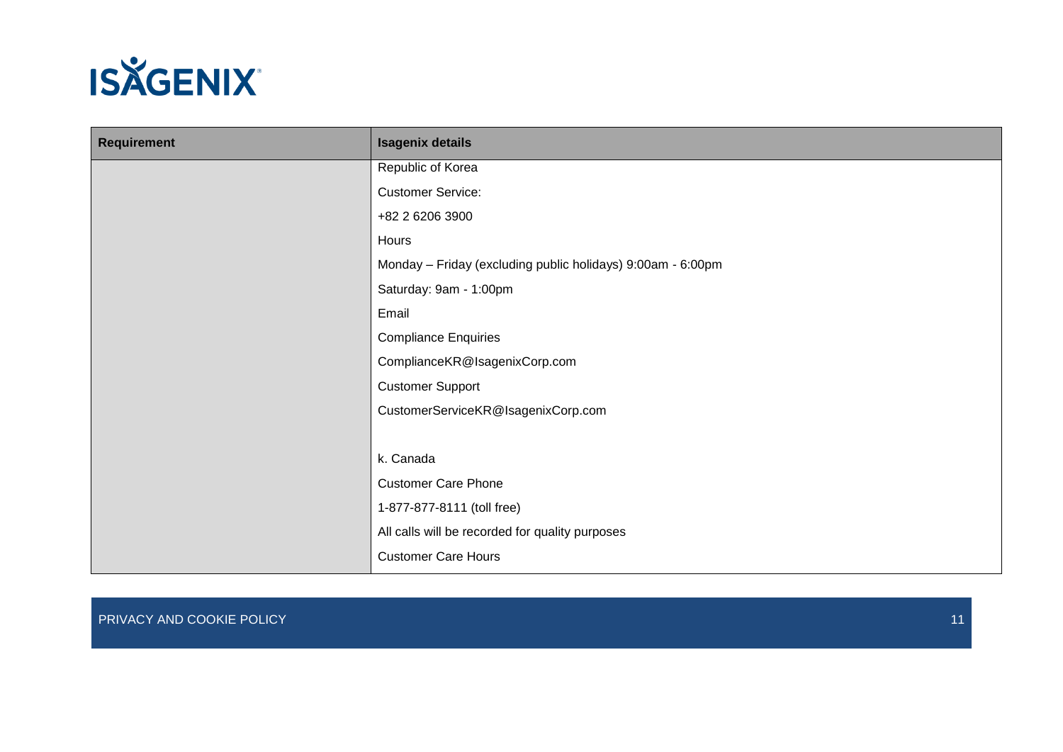| Requirement | Isagenix details |
|---|---|
| | Republic of Korea<br>Customer Service:<br>+82 2 6206 3900<br>Hours<br>Monday – Friday (excluding public holidays) 9:00am - 6:00pm<br>Saturday: 9am - 1:00pm<br>Email<br>Compliance Enquiries<br>ComplianceKR@IsagenixCorp.com<br>Customer Support<br>CustomerServiceKR@IsagenixCorp.com<br><br>k. Canada<br>Customer Care Phone<br>1-877-877-8111 (toll free)<br>All calls will be recorded for quality purposes<br>Customer Care Hours |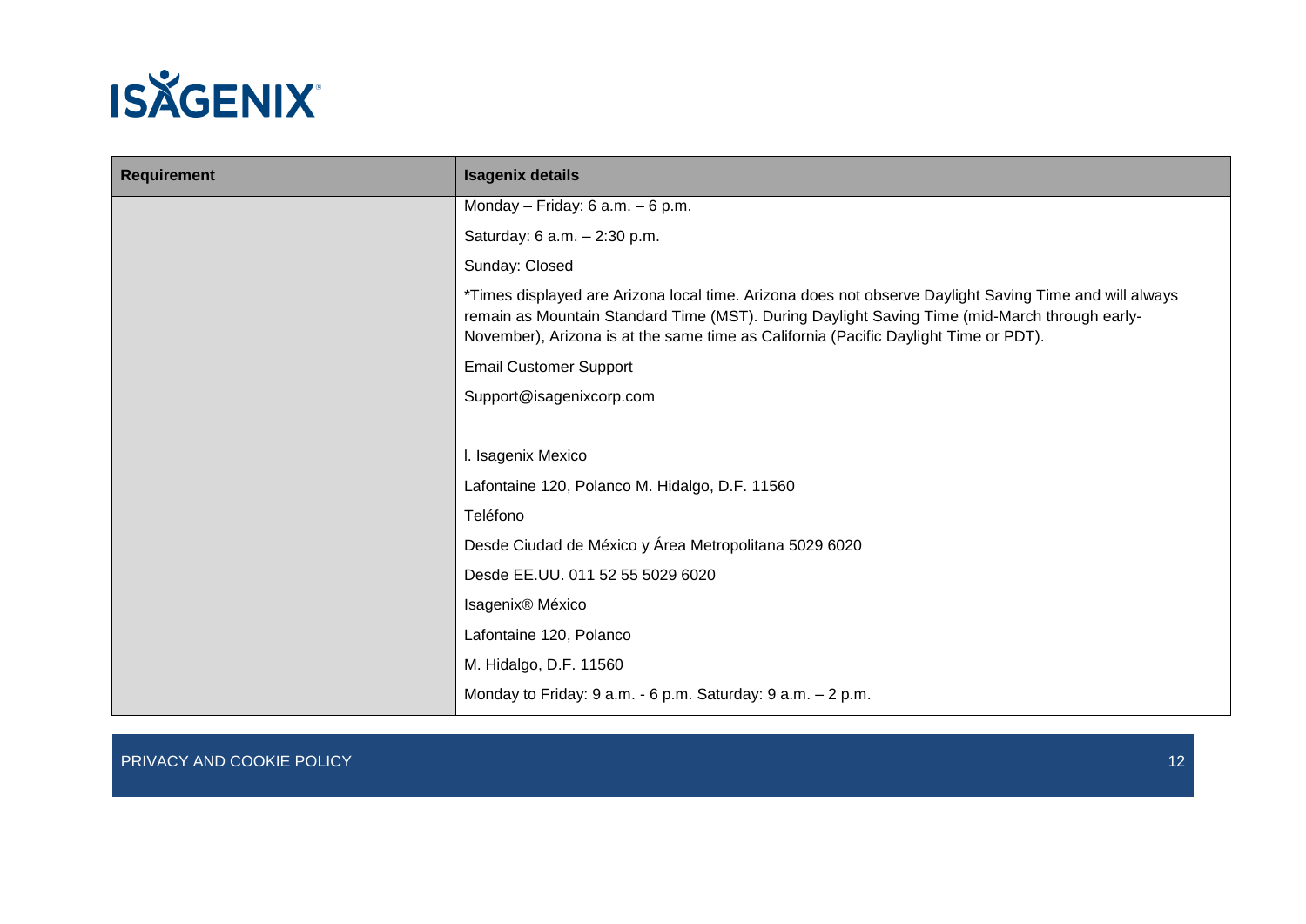| Requirement | Isagenix details |
|---|---|
| | Monday – Friday: 6 a.m. – 6 p.m.<br>Saturday: 6 a.m. – 2:30 p.m.<br>Sunday: Closed<br>*Times displayed are Arizona local time. Arizona does not observe Daylight Saving Time and will always remain as Mountain Standard Time (MST). During Daylight Saving Time (mid-March through early-November), Arizona is at the same time as California (Pacific Daylight Time or PDT).<br>Email Customer Support<br>Support@isagenixcorp.com<br><br>l. Isagenix Mexico<br>Lafontaine 120, Polanco M. Hidalgo, D.F. 11560<br>Teléfono<br>Desde Ciudad de México y Área Metropolitana 5029 6020<br>Desde EE.UU. 011 52 55 5029 6020<br>Isagenix® México<br>Lafontaine 120, Polanco<br>M. Hidalgo, D.F. 11560<br>Monday to Friday: 9 a.m. - 6 p.m. Saturday: 9 a.m. – 2 p.m. |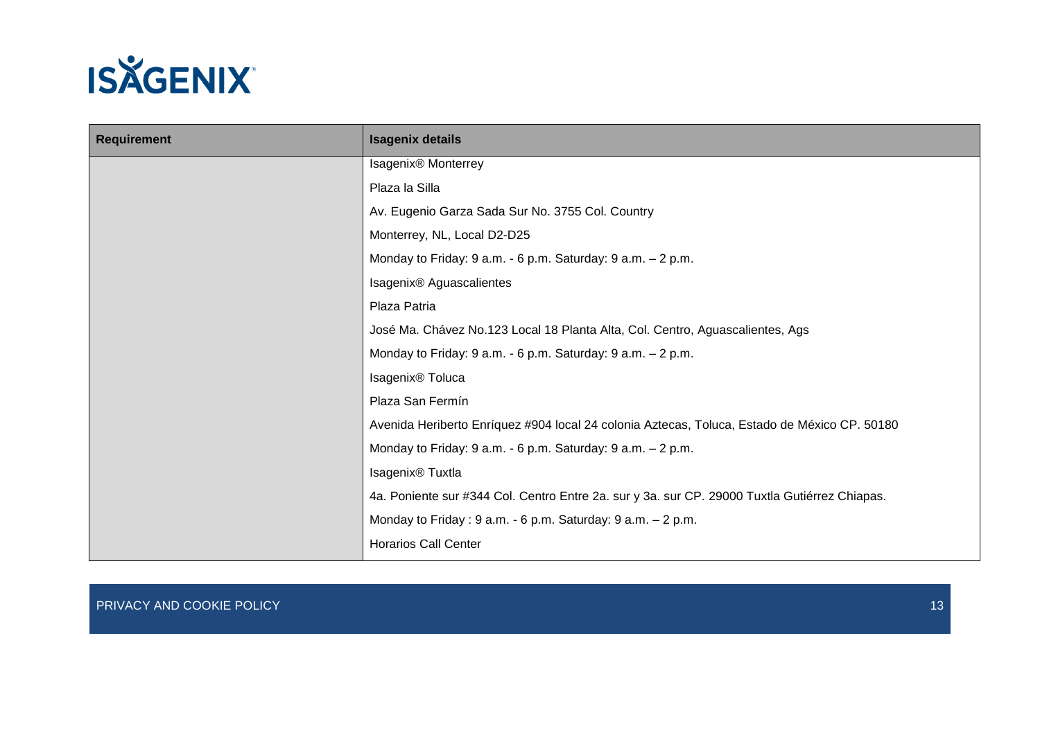| Requirement | Isagenix details |
|---|---|
| | Isagenix® Monterrey |
| | Plaza la Silla |
| | Av. Eugenio Garza Sada Sur No. 3755 Col. Country |
| | Monterrey, NL, Local D2-D25 |
| | Monday to Friday: 9 a.m. - 6 p.m. Saturday: 9 a.m. – 2 p.m. |
| | Isagenix® Aguascalientes |
| | Plaza Patria |
| | José Ma. Chávez No.123 Local 18 Planta Alta, Col. Centro, Aguascalientes, Ags |
| | Monday to Friday: 9 a.m. - 6 p.m. Saturday: 9 a.m. – 2 p.m. |
| | Isagenix® Toluca |
| | Plaza San Fermín |
| | Avenida Heriberto Enríquez #904 local 24 colonia Aztecas, Toluca, Estado de México CP. 50180 |
| | Monday to Friday: 9 a.m. - 6 p.m. Saturday: 9 a.m. – 2 p.m. |
| | Isagenix® Tuxtla |
| | 4a. Poniente sur #344 Col. Centro Entre 2a. sur y 3a. sur CP. 29000 Tuxtla Gutiérrez Chiapas. |
| | Monday to Friday : 9 a.m. - 6 p.m. Saturday: 9 a.m. – 2 p.m. |
| | Horarios Call Center |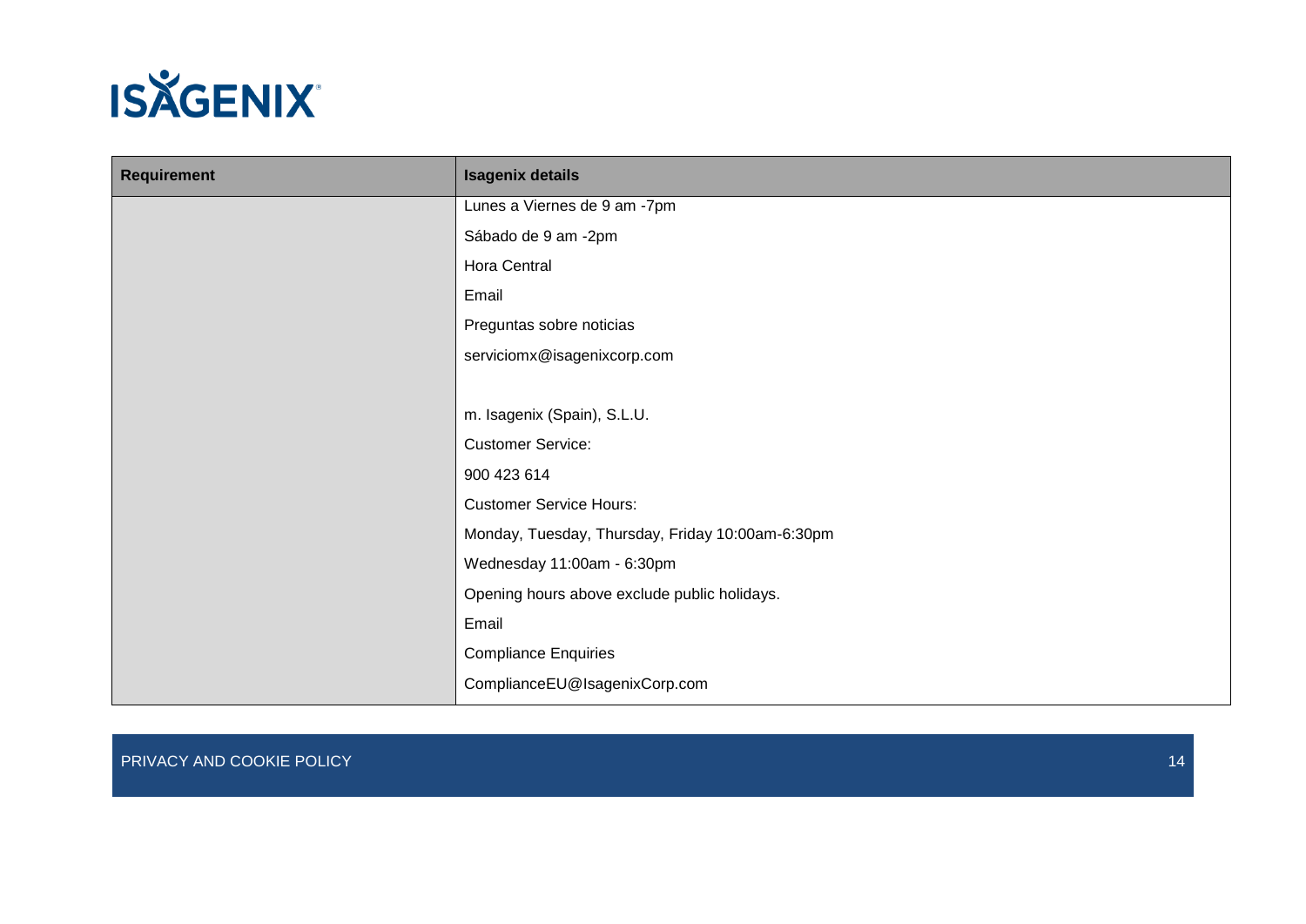| Requirement | Isagenix details |
|---|---|
| | Lunes a Viernes de 9 am -7pm<br>Sábado de 9 am -2pm<br>Hora Central<br>Email<br>Preguntas sobre noticias<br>serviciomx@isagenixcorp.com<br><br>m. Isagenix (Spain), S.L.U.<br>Customer Service:<br>900 423 614<br>Customer Service Hours:<br>Monday, Tuesday, Thursday, Friday 10:00am-6:30pm<br>Wednesday 11:00am - 6:30pm<br>Opening hours above exclude public holidays.<br>Email<br>Compliance Enquiries<br>ComplianceEU@IsagenixCorp.com |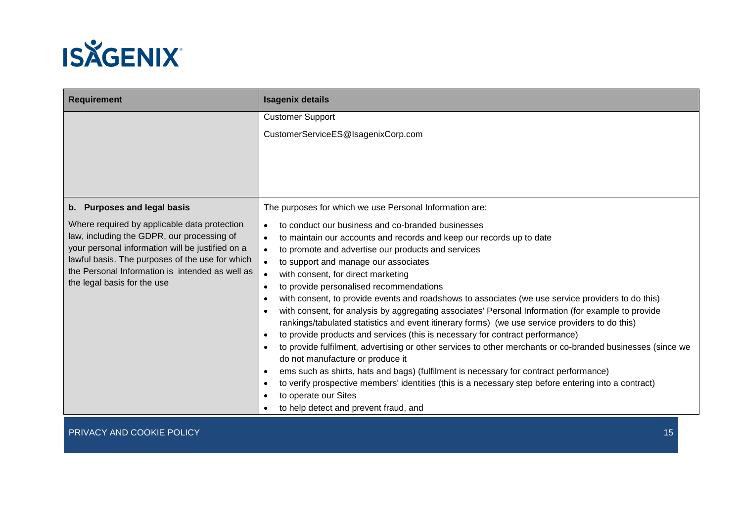| Requirement | Isagenix details |
| --- | --- |
| | Customer Support<br><br>CustomerServiceES@IsagenixCorp.com |
| **b. Purposes and legal basis**<br><br>Where required by applicable data protection law, including the GDPR, our processing of your personal information will be justified on a lawful basis. The purposes of the use for which the Personal Information is intended as well as the legal basis for the use | The purposes for which we use Personal Information are:<br><br>• to conduct our business and co-branded businesses<br>• to maintain our accounts and records and keep our records up to date<br>• to promote and advertise our products and services<br>• to support and manage our associates<br>• with consent, for direct marketing<br>• to provide personalised recommendations<br>• with consent, to provide events and roadshows to associates (we use service providers to do this)<br>• with consent, for analysis by aggregating associates' Personal Information (for example to provide rankings/tabulated statistics and event itinerary forms) (we use service providers to do this)<br>• to provide products and services (this is necessary for contract performance)<br>• to provide fulfilment, advertising or other services to other merchants or co-branded businesses (since we do not manufacture or produce it<br>• ems such as shirts, hats and bags) (fulfilment is necessary for contract performance)<br>• to verify prospective members' identities (this is a necessary step before entering into a contract)<br>• to operate our Sites<br>• to help detect and prevent fraud, and |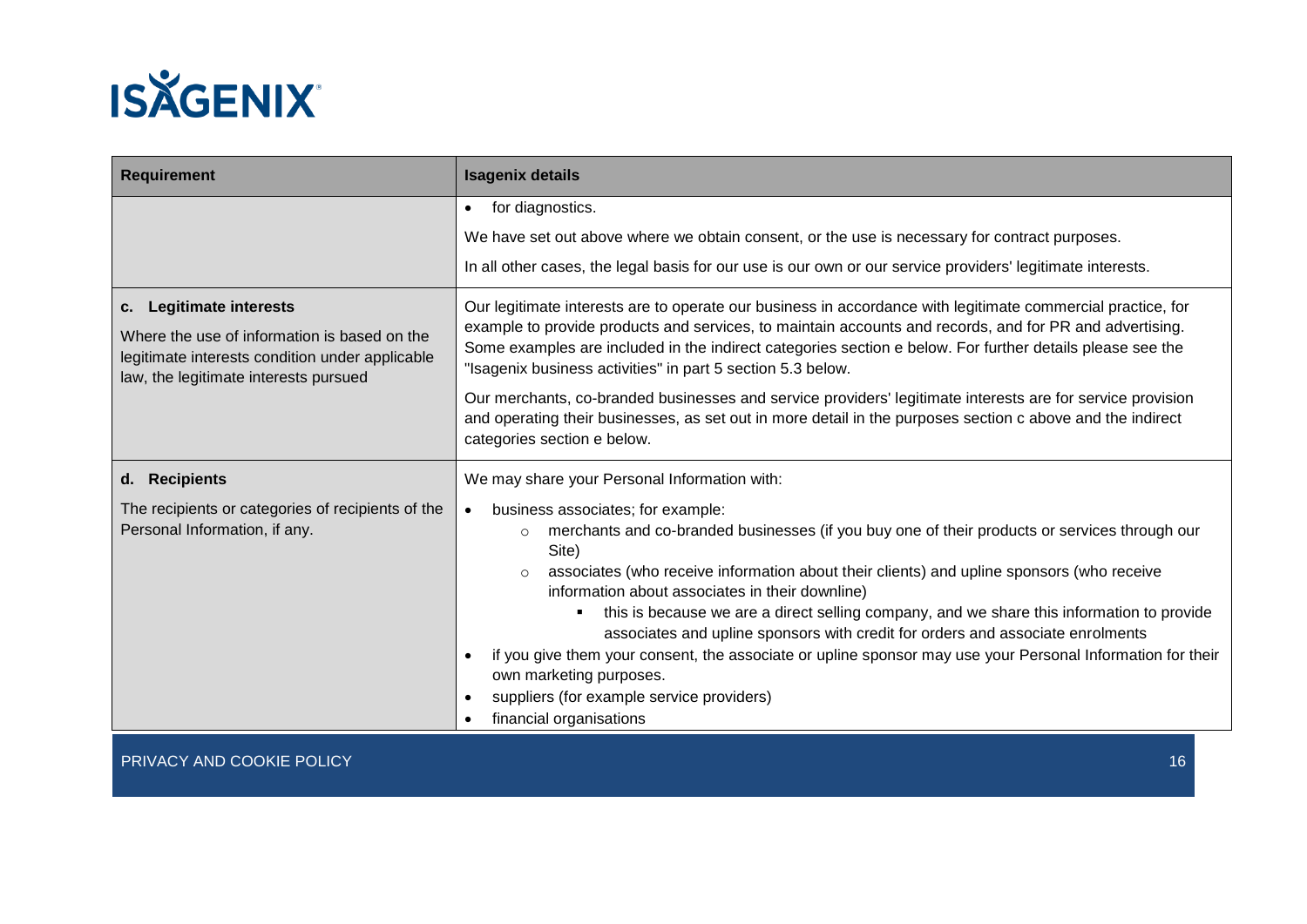| Requirement | Isagenix details |
|---|---|
| | • for diagnostics.<br><br>We have set out above where we obtain consent, or the use is necessary for contract purposes.<br><br>In all other cases, the legal basis for our use is our own or our service providers' legitimate interests. |
| **c. Legitimate interests**<br><br>Where the use of information is based on the legitimate interests condition under applicable law, the legitimate interests pursued | Our legitimate interests are to operate our business in accordance with legitimate commercial practice, for example to provide products and services, to maintain accounts and records, and for PR and advertising. Some examples are included in the indirect categories section e below. For further details please see the "Isagenix business activities" in part 5 section 5.3 below.<br><br>Our merchants, co-branded businesses and service providers' legitimate interests are for service provision and operating their businesses, as set out in more detail in the purposes section c above and the indirect categories section e below. |
| **d. Recipients**<br><br>The recipients or categories of recipients of the Personal Information, if any. | We may share your Personal Information with:<br><br>• business associates; for example:<br>&nbsp;&nbsp;&nbsp;&nbsp;○ merchants and co-branded businesses (if you buy one of their products or services through our Site)<br>&nbsp;&nbsp;&nbsp;&nbsp;○ associates (who receive information about their clients) and upline sponsors (who receive information about associates in their downline)<br>&nbsp;&nbsp;&nbsp;&nbsp;&nbsp;&nbsp;&nbsp;&nbsp;▪ this is because we are a direct selling company, and we share this information to provide associates and upline sponsors with credit for orders and associate enrolments<br>• if you give them your consent, the associate or upline sponsor may use your Personal Information for their own marketing purposes.<br>• suppliers (for example service providers)<br>• financial organisations |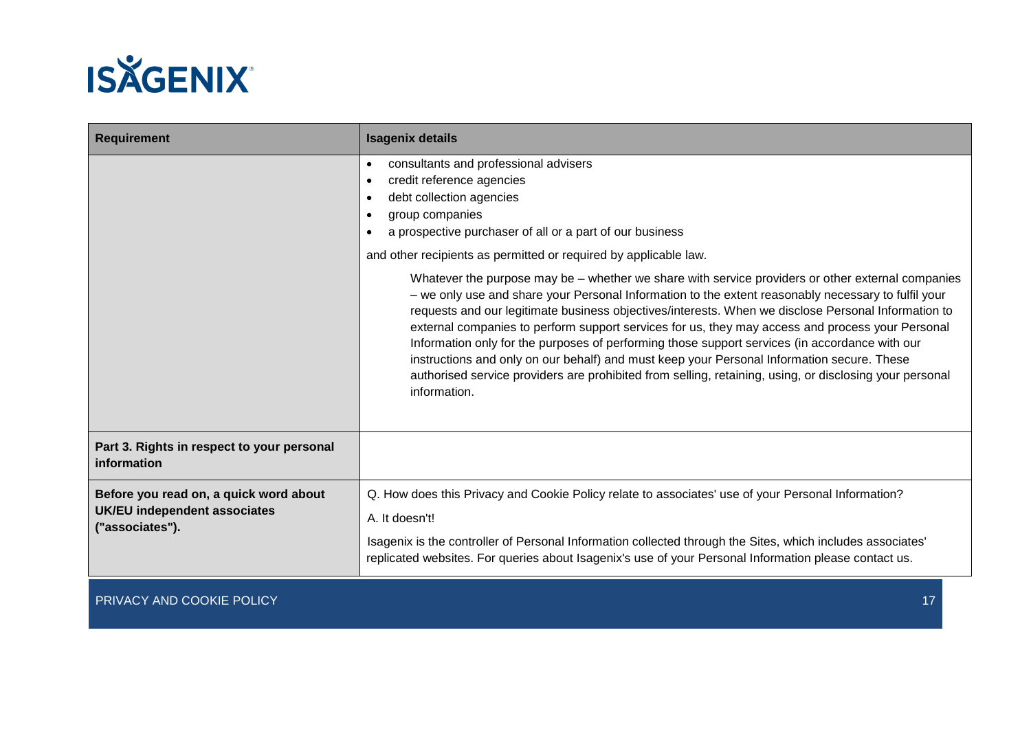| Requirement | Isagenix details |
|---|---|
| | • consultants and professional advisers<br>• credit reference agencies<br>• debt collection agencies<br>• group companies<br>• a prospective purchaser of all or a part of our business<br><br>and other recipients as permitted or required by applicable law.<br><br>Whatever the purpose may be – whether we share with service providers or other external companies – we only use and share your Personal Information to the extent reasonably necessary to fulfil your requests and our legitimate business objectives/interests. When we disclose Personal Information to external companies to perform support services for us, they may access and process your Personal Information only for the purposes of performing those support services (in accordance with our instructions and only on our behalf) and must keep your Personal Information secure. These authorised service providers are prohibited from selling, retaining, using, or disclosing your personal information. |
| **Part 3. Rights in respect to your personal information** | |
| **Before you read on, a quick word about UK/EU independent associates ("associates").** | Q. How does this Privacy and Cookie Policy relate to associates' use of your Personal Information?<br><br>A. It doesn't!<br><br>Isagenix is the controller of Personal Information collected through the Sites, which includes associates' replicated websites. For queries about Isagenix's use of your Personal Information please contact us. |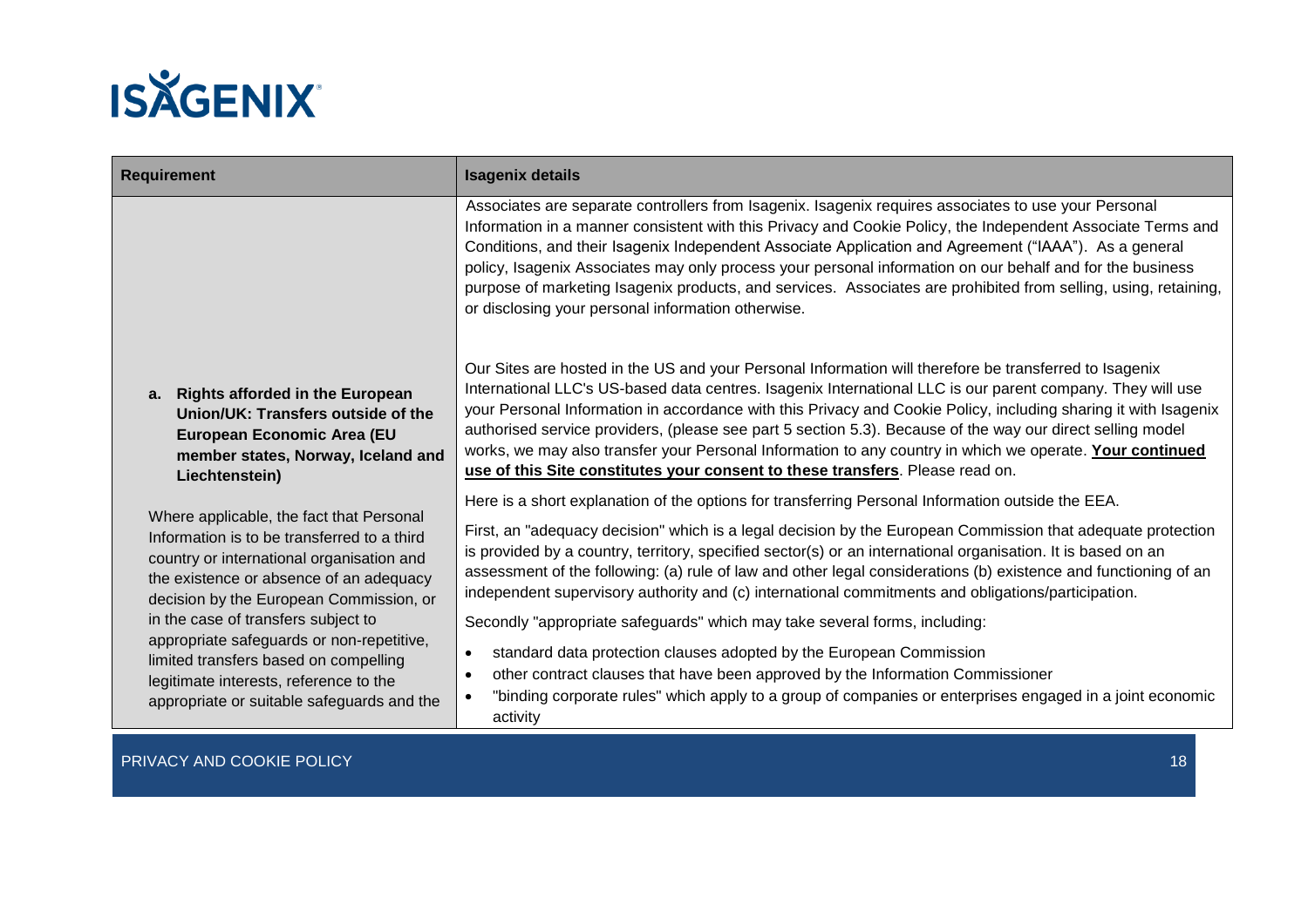| Requirement | Isagenix details |
| --- | --- |
| | Associates are separate controllers from Isagenix. Isagenix requires associates to use your Personal Information in a manner consistent with this Privacy and Cookie Policy, the Independent Associate Terms and Conditions, and their Isagenix Independent Associate Application and Agreement ("IAAA"). As a general policy, Isagenix Associates may only process your personal information on our behalf and for the business purpose of marketing Isagenix products, and services. Associates are prohibited from selling, using, retaining, or disclosing your personal information otherwise. |
| **a. Rights afforded in the European Union/UK: Transfers outside of the European Economic Area (EU member states, Norway, Iceland and Liechtenstein)**<br><br>Where applicable, the fact that Personal Information is to be transferred to a third country or international organisation and the existence or absence of an adequacy decision by the European Commission, or in the case of transfers subject to appropriate safeguards or non-repetitive, limited transfers based on compelling legitimate interests, reference to the appropriate or suitable safeguards and the | Our Sites are hosted in the US and your Personal Information will therefore be transferred to Isagenix International LLC's US-based data centres. Isagenix International LLC is our parent company. They will use your Personal Information in accordance with this Privacy and Cookie Policy, including sharing it with Isagenix authorised service providers, (please see part 5 section 5.3). Because of the way our direct selling model works, we may also transfer your Personal Information to any country in which we operate. **Your continued use of this Site constitutes your consent to these transfers**. Please read on.<br><br>Here is a short explanation of the options for transferring Personal Information outside the EEA.<br><br>First, an "adequacy decision" which is a legal decision by the European Commission that adequate protection is provided by a country, territory, specified sector(s) or an international organisation. It is based on an assessment of the following: (a) rule of law and other legal considerations (b) existence and functioning of an independent supervisory authority and (c) international commitments and obligations/participation.<br><br>Secondly "appropriate safeguards" which may take several forms, including:<br>• standard data protection clauses adopted by the European Commission<br>• other contract clauses that have been approved by the Information Commissioner<br>• "binding corporate rules" which apply to a group of companies or enterprises engaged in a joint economic activity |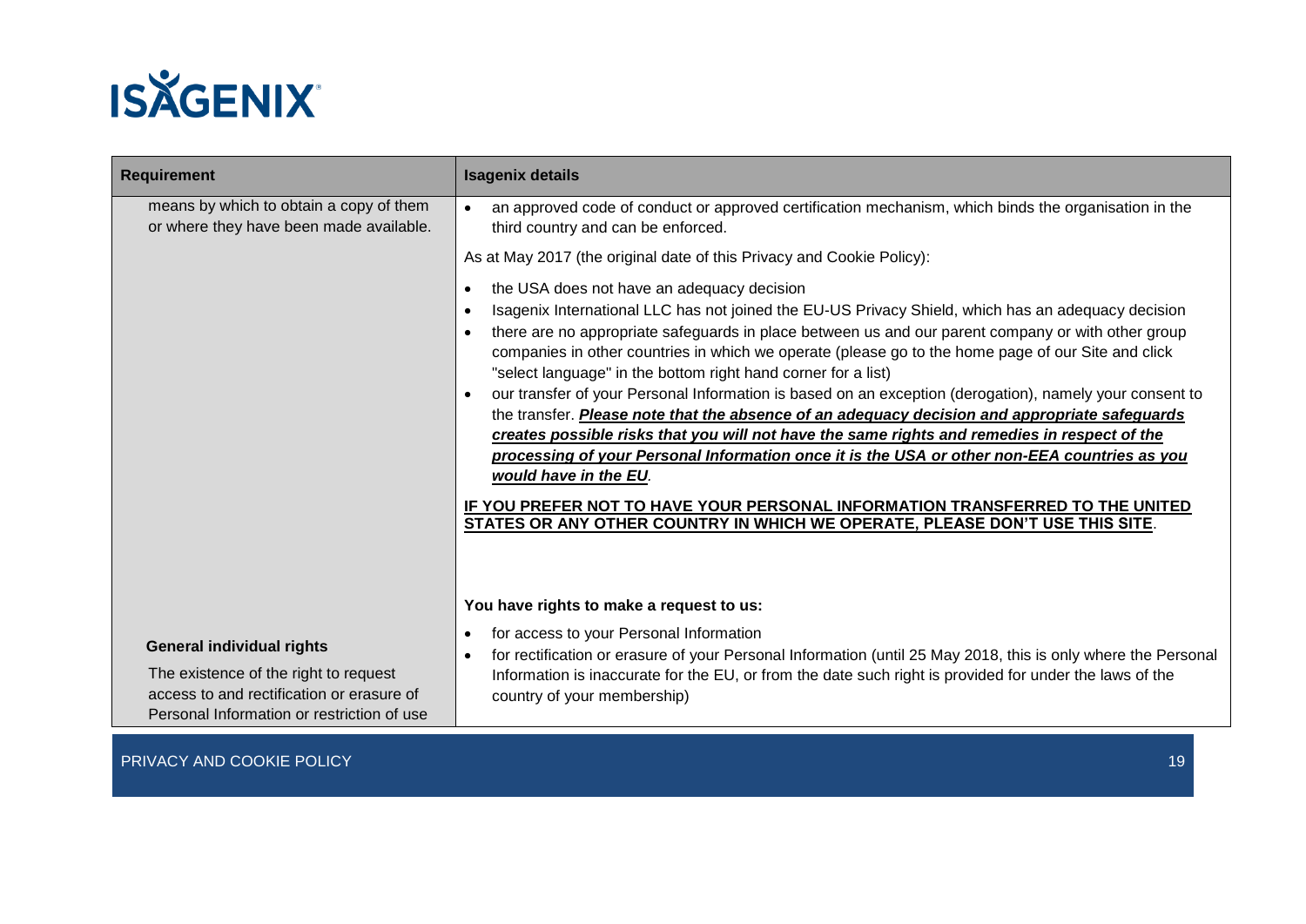| Requirement | Isagenix details |
| --- | --- |
| means by which to obtain a copy of them or where they have been made available. | • an approved code of conduct or approved certification mechanism, which binds the organisation in the third country and can be enforced.<br><br>As at May 2017 (the original date of this Privacy and Cookie Policy):<br><br>• the USA does not have an adequacy decision<br>• Isagenix International LLC has not joined the EU-US Privacy Shield, which has an adequacy decision<br>• there are no appropriate safeguards in place between us and our parent company or with other group companies in other countries in which we operate (please go to the home page of our Site and click "select language" in the bottom right hand corner for a list)<br>• our transfer of your Personal Information is based on an exception (derogation), namely your consent to the transfer. ***Please note that the absence of an adequacy decision and appropriate safeguards creates possible risks that you will not have the same rights and remedies in respect of the processing of your Personal Information once it is the USA or other non-EEA countries as you would have in the EU***.<br><br>**IF YOU PREFER NOT TO HAVE YOUR PERSONAL INFORMATION TRANSFERRED TO THE UNITED STATES OR ANY OTHER COUNTRY IN WHICH WE OPERATE, PLEASE DON'T USE THIS SITE**. |
| **General individual rights**<br><br>The existence of the right to request access to and rectification or erasure of Personal Information or restriction of use | **You have rights to make a request to us:**<br><br>• for access to your Personal Information<br>• for rectification or erasure of your Personal Information (until 25 May 2018, this is only where the Personal Information is inaccurate for the EU, or from the date such right is provided for under the laws of the country of your membership) |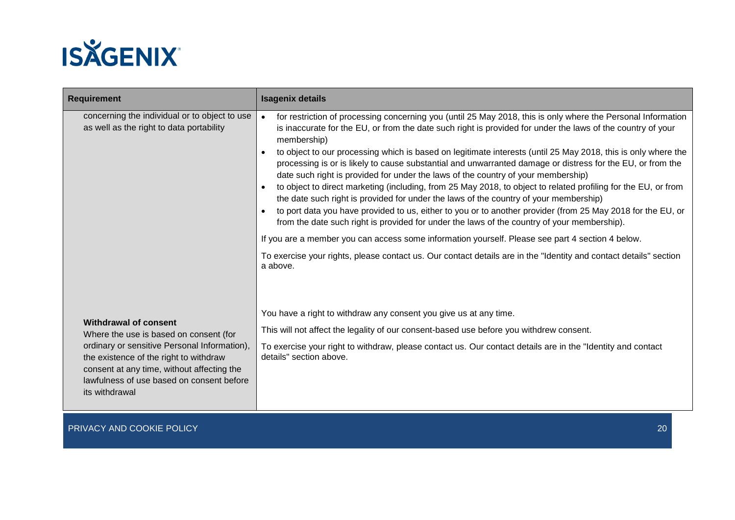| Requirement | Isagenix details |
|---|---|
| concerning the individual or to object to use as well as the right to data portability | • for restriction of processing concerning you (until 25 May 2018, this is only where the Personal Information is inaccurate for the EU, or from the date such right is provided for under the laws of the country of your membership)<br>• to object to our processing which is based on legitimate interests (until 25 May 2018, this is only where the processing is or is likely to cause substantial and unwarranted damage or distress for the EU, or from the date such right is provided for under the laws of the country of your membership)<br>• to object to direct marketing (including, from 25 May 2018, to object to related profiling for the EU, or from the date such right is provided for under the laws of the country of your membership)<br>• to port data you have provided to us, either to you or to another provider (from 25 May 2018 for the EU, or from the date such right is provided for under the laws of the country of your membership).<br><br>If you are a member you can access some information yourself. Please see part 4 section 4 below.<br><br>To exercise your rights, please contact us. Our contact details are in the "Identity and contact details" section a above. |
| **Withdrawal of consent**<br>Where the use is based on consent (for ordinary or sensitive Personal Information), the existence of the right to withdraw consent at any time, without affecting the lawfulness of use based on consent before its withdrawal | You have a right to withdraw any consent you give us at any time.<br><br>This will not affect the legality of our consent-based use before you withdrew consent.<br><br>To exercise your right to withdraw, please contact us. Our contact details are in the "Identity and contact details" section above. |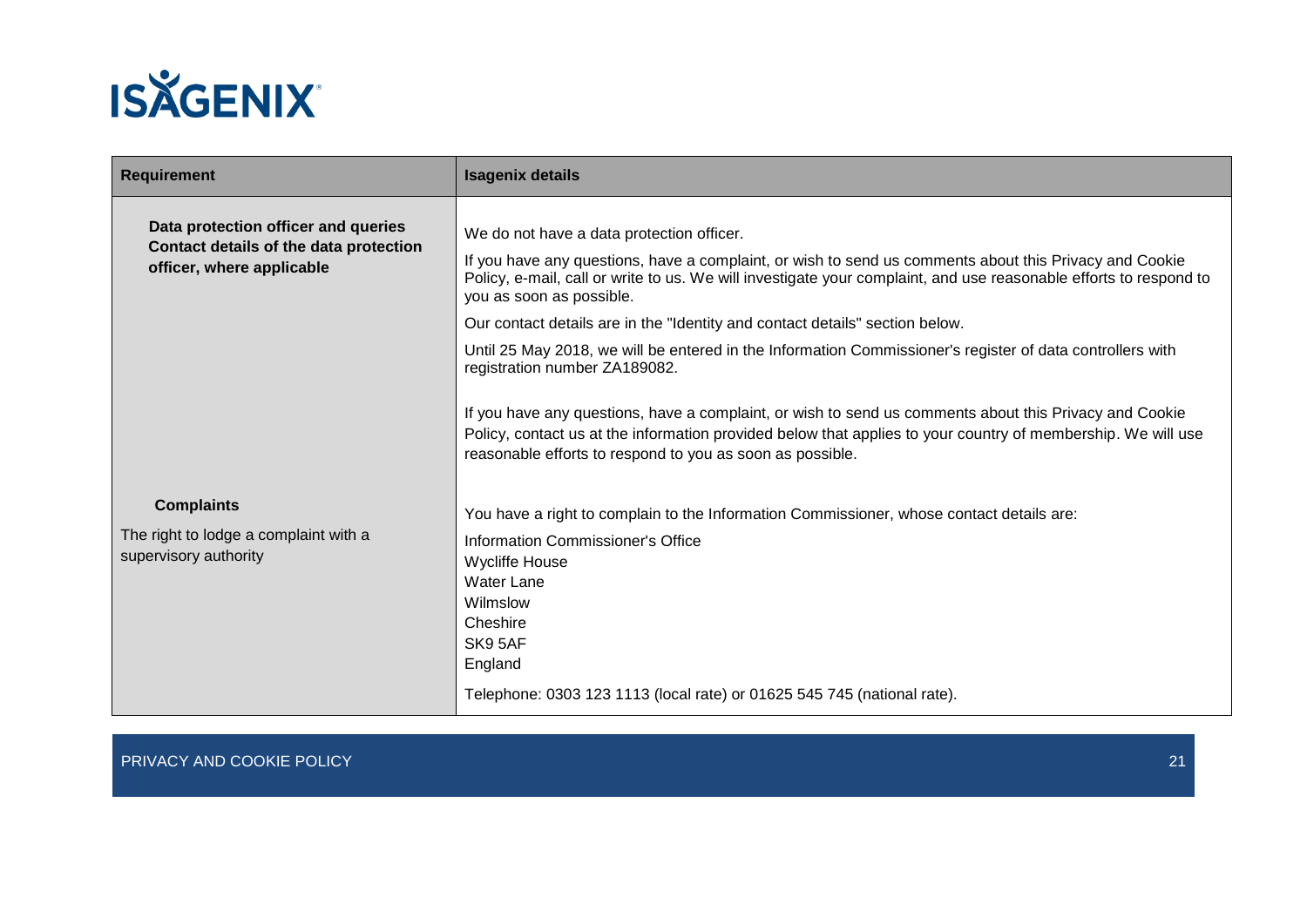| Requirement | Isagenix details |
|---|---|
| **Data protection officer and queries**<br>**Contact details of the data protection officer, where applicable** | We do not have a data protection officer.<br><br>If you have any questions, have a complaint, or wish to send us comments about this Privacy and Cookie Policy, e-mail, call or write to us. We will investigate your complaint, and use reasonable efforts to respond to you as soon as possible.<br><br>Our contact details are in the "Identity and contact details" section below.<br><br>Until 25 May 2018, we will be entered in the Information Commissioner's register of data controllers with registration number ZA189082.<br><br>If you have any questions, have a complaint, or wish to send us comments about this Privacy and Cookie Policy, contact us at the information provided below that applies to your country of membership. We will use reasonable efforts to respond to you as soon as possible. |
| **Complaints**<br>The right to lodge a complaint with a supervisory authority | You have a right to complain to the Information Commissioner, whose contact details are:<br><br>Information Commissioner's Office<br>Wycliffe House<br>Water Lane<br>Wilmslow<br>Cheshire<br>SK9 5AF<br>England<br><br>Telephone: 0303 123 1113 (local rate) or 01625 545 745 (national rate). |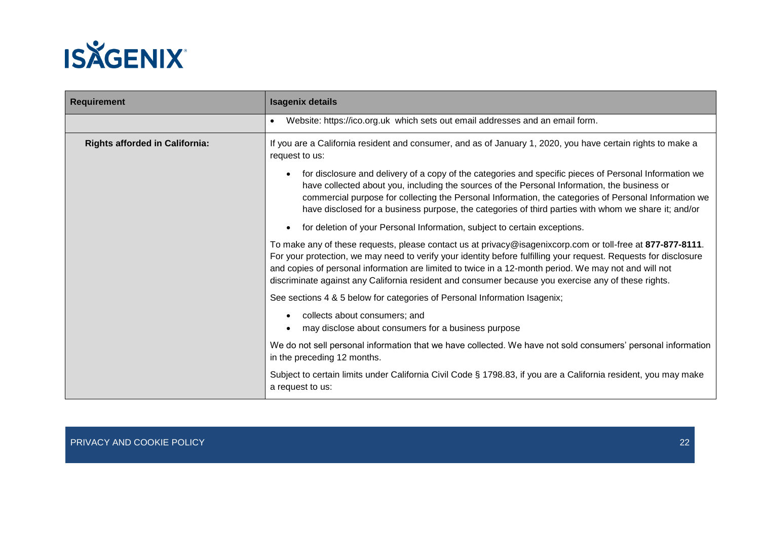| Requirement | Isagenix details |
| --- | --- |
| | • Website: https://ico.org.uk which sets out email addresses and an email form. |
| **Rights afforded in California:** | If you are a California resident and consumer, and as of January 1, 2020, you have certain rights to make a request to us:<br>• for disclosure and delivery of a copy of the categories and specific pieces of Personal Information we have collected about you, including the sources of the Personal Information, the business or commercial purpose for collecting the Personal Information, the categories of Personal Information we have disclosed for a business purpose, the categories of third parties with whom we share it; and/or<br>• for deletion of your Personal Information, subject to certain exceptions.<br>To make any of these requests, please contact us at privacy@isagenixcorp.com or toll-free at **877-877-8111**. For your protection, we may need to verify your identity before fulfilling your request. Requests for disclosure and copies of personal information are limited to twice in a 12-month period. We may not and will not discriminate against any California resident and consumer because you exercise any of these rights.<br>See sections 4 & 5 below for categories of Personal Information Isagenix;<br>• collects about consumers; and<br>• may disclose about consumers for a business purpose<br>We do not sell personal information that we have collected. We have not sold consumers' personal information in the preceding 12 months.<br>Subject to certain limits under California Civil Code § 1798.83, if you are a California resident, you may make a request to us: |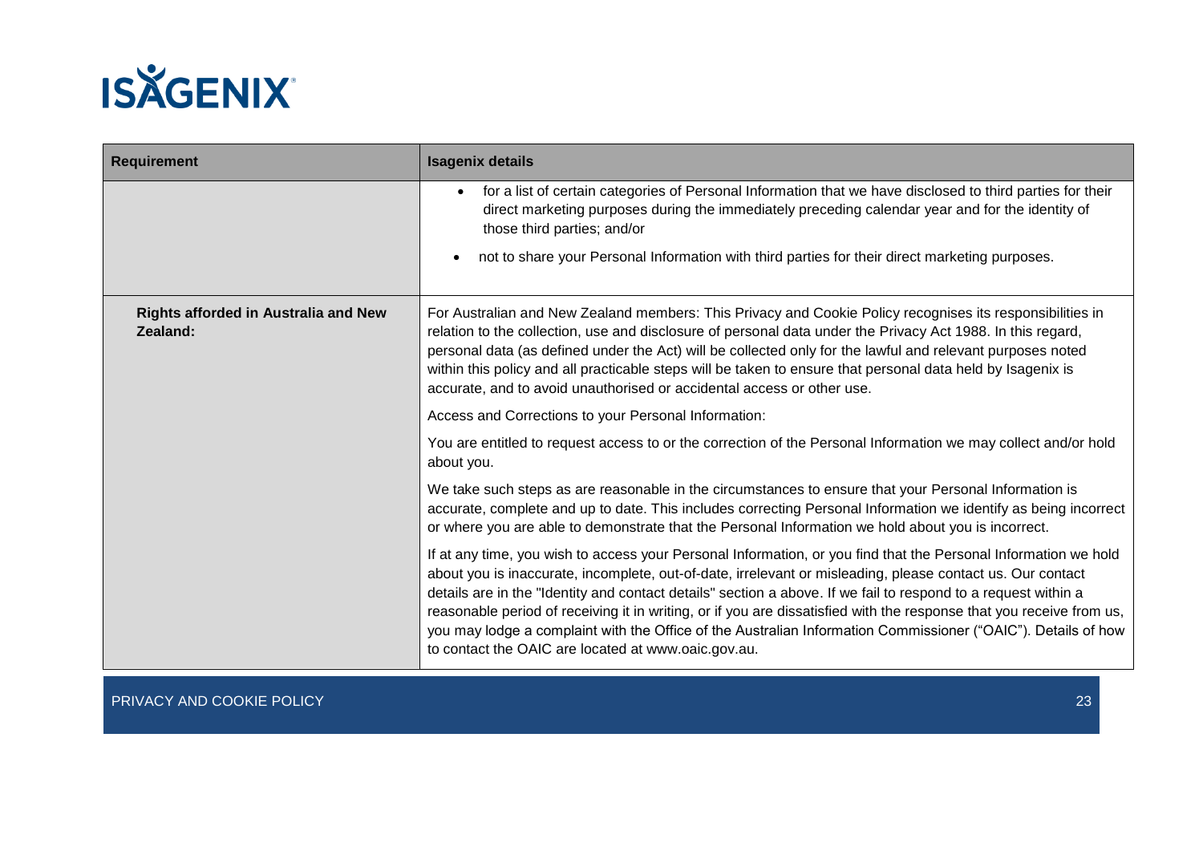| Requirement | Isagenix details |
| --- | --- |
| | • for a list of certain categories of Personal Information that we have disclosed to third parties for their direct marketing purposes during the immediately preceding calendar year and for the identity of those third parties; and/or<br>• not to share your Personal Information with third parties for their direct marketing purposes. |
| **Rights afforded in Australia and New Zealand:** | For Australian and New Zealand members: This Privacy and Cookie Policy recognises its responsibilities in relation to the collection, use and disclosure of personal data under the Privacy Act 1988. In this regard, personal data (as defined under the Act) will be collected only for the lawful and relevant purposes noted within this policy and all practicable steps will be taken to ensure that personal data held by Isagenix is accurate, and to avoid unauthorised or accidental access or other use.<br><br>Access and Corrections to your Personal Information:<br><br>You are entitled to request access to or the correction of the Personal Information we may collect and/or hold about you.<br><br>We take such steps as are reasonable in the circumstances to ensure that your Personal Information is accurate, complete and up to date. This includes correcting Personal Information we identify as being incorrect or where you are able to demonstrate that the Personal Information we hold about you is incorrect.<br><br>If at any time, you wish to access your Personal Information, or you find that the Personal Information we hold about you is inaccurate, incomplete, out-of-date, irrelevant or misleading, please contact us. Our contact details are in the "Identity and contact details" section a above. If we fail to respond to a request within a reasonable period of receiving it in writing, or if you are dissatisfied with the response that you receive from us, you may lodge a complaint with the Office of the Australian Information Commissioner ("OAIC"). Details of how to contact the OAIC are located at www.oaic.gov.au. |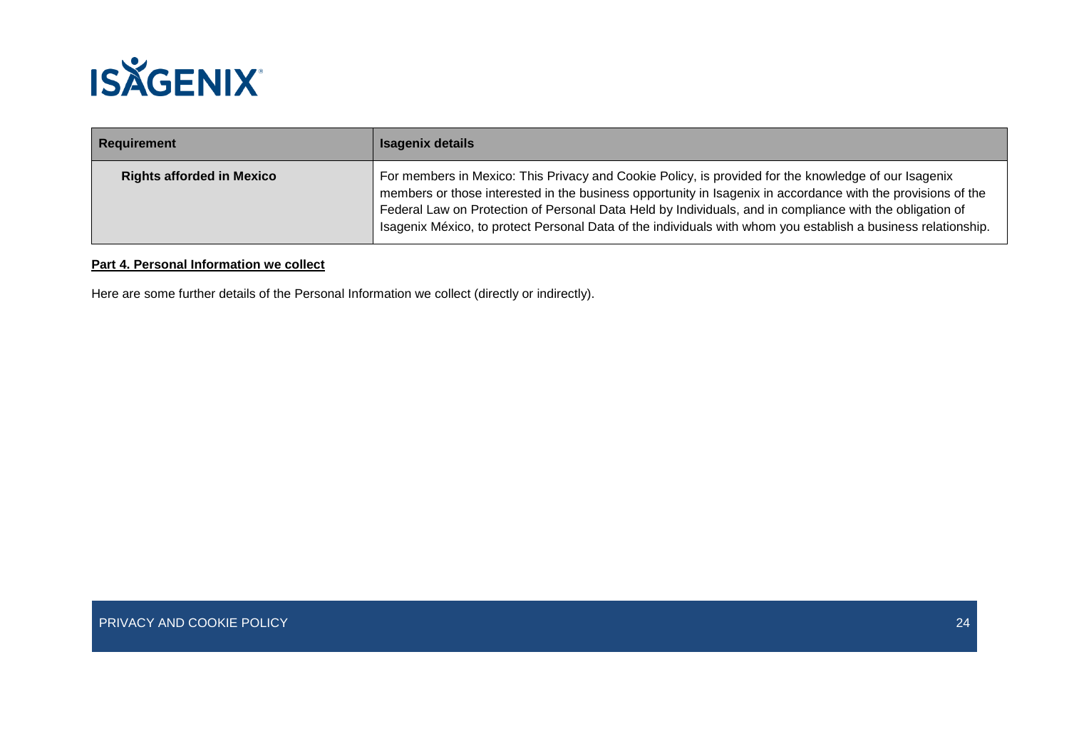| Requirement | Isagenix details |
| --- | --- |
| **Rights afforded in Mexico** | For members in Mexico: This Privacy and Cookie Policy, is provided for the knowledge of our Isagenix members or those interested in the business opportunity in Isagenix in accordance with the provisions of the Federal Law on Protection of Personal Data Held by Individuals, and in compliance with the obligation of Isagenix México, to protect Personal Data of the individuals with whom you establish a business relationship. |

**Part 4. Personal Information we collect**

Here are some further details of the Personal Information we collect (directly or indirectly).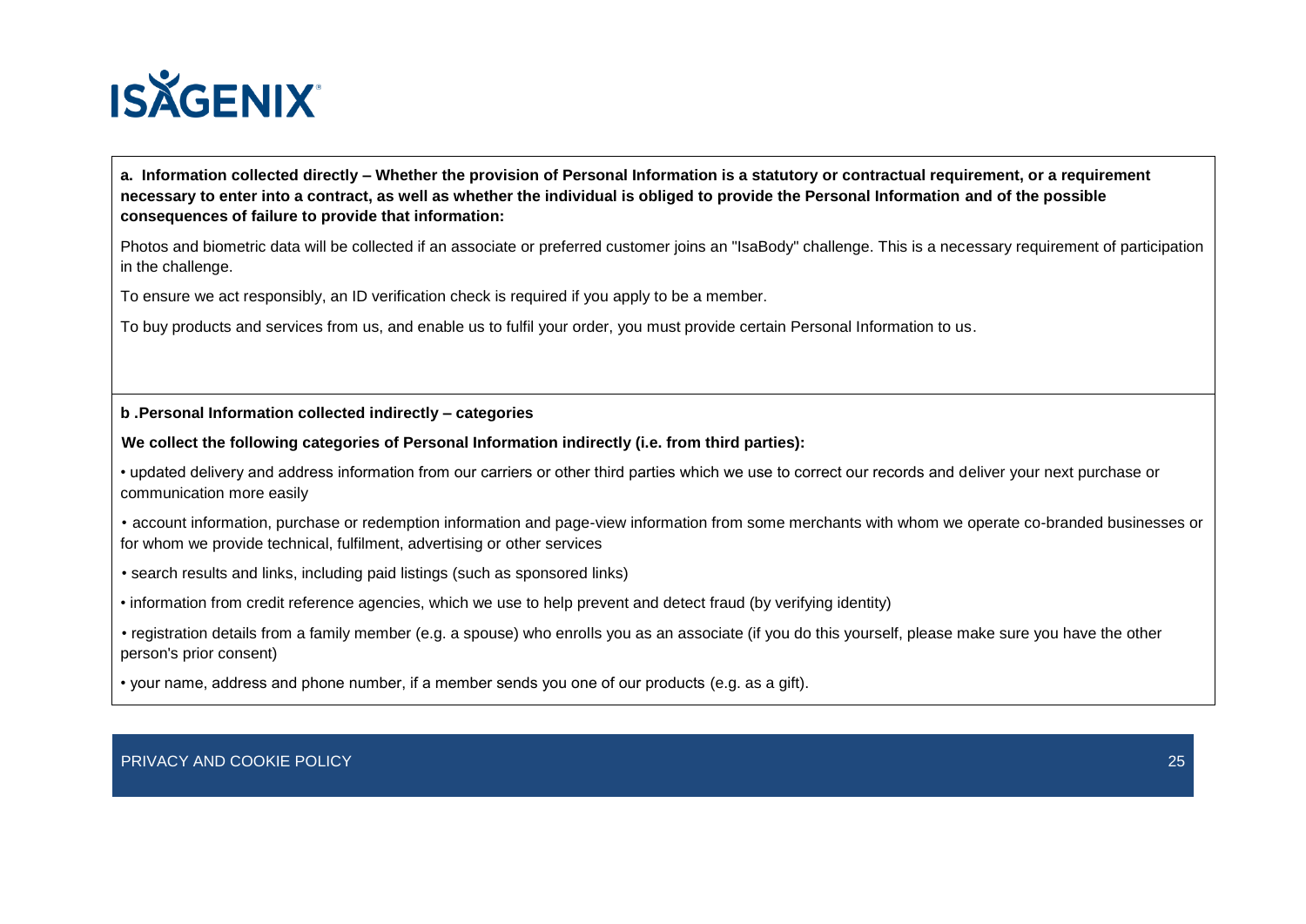**a. Information collected directly – Whether the provision of Personal Information is a statutory or contractual requirement, or a requirement necessary to enter into a contract, as well as whether the individual is obliged to provide the Personal Information and of the possible consequences of failure to provide that information:**

Photos and biometric data will be collected if an associate or preferred customer joins an "IsaBody" challenge. This is a necessary requirement of participation in the challenge.

To ensure we act responsibly, an ID verification check is required if you apply to be a member.

To buy products and services from us, and enable us to fulfil your order, you must provide certain Personal Information to us.

**b .Personal Information collected indirectly – categories**

**We collect the following categories of Personal Information indirectly (i.e. from third parties):**

- updated delivery and address information from our carriers or other third parties which we use to correct our records and deliver your next purchase or communication more easily
- account information, purchase or redemption information and page-view information from some merchants with whom we operate co-branded businesses or for whom we provide technical, fulfilment, advertising or other services
- search results and links, including paid listings (such as sponsored links)
- information from credit reference agencies, which we use to help prevent and detect fraud (by verifying identity)
- registration details from a family member (e.g. a spouse) who enrolls you as an associate (if you do this yourself, please make sure you have the other person's prior consent)
- your name, address and phone number, if a member sends you one of our products (e.g. as a gift).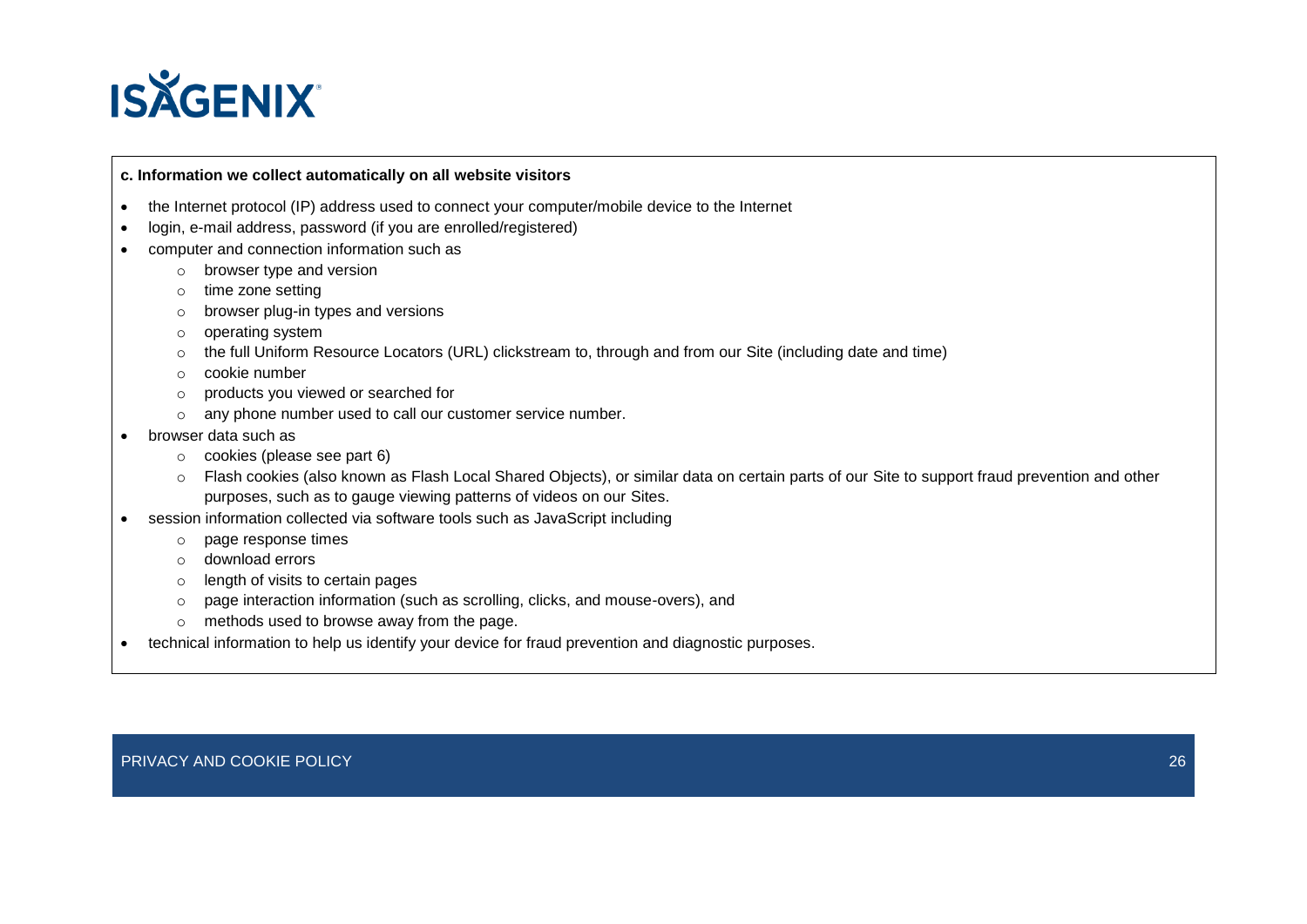**c. Information we collect automatically on all website visitors**

- the Internet protocol (IP) address used to connect your computer/mobile device to the Internet
- login, e-mail address, password (if you are enrolled/registered)
- computer and connection information such as
  - browser type and version
  - time zone setting
  - browser plug-in types and versions
  - operating system
  - the full Uniform Resource Locators (URL) clickstream to, through and from our Site (including date and time)
  - cookie number
  - products you viewed or searched for
  - any phone number used to call our customer service number.
- browser data such as
  - cookies (please see part 6)
  - Flash cookies (also known as Flash Local Shared Objects), or similar data on certain parts of our Site to support fraud prevention and other purposes, such as to gauge viewing patterns of videos on our Sites.
- session information collected via software tools such as JavaScript including
  - page response times
  - download errors
  - length of visits to certain pages
  - page interaction information (such as scrolling, clicks, and mouse-overs), and
  - methods used to browse away from the page.
- technical information to help us identify your device for fraud prevention and diagnostic purposes.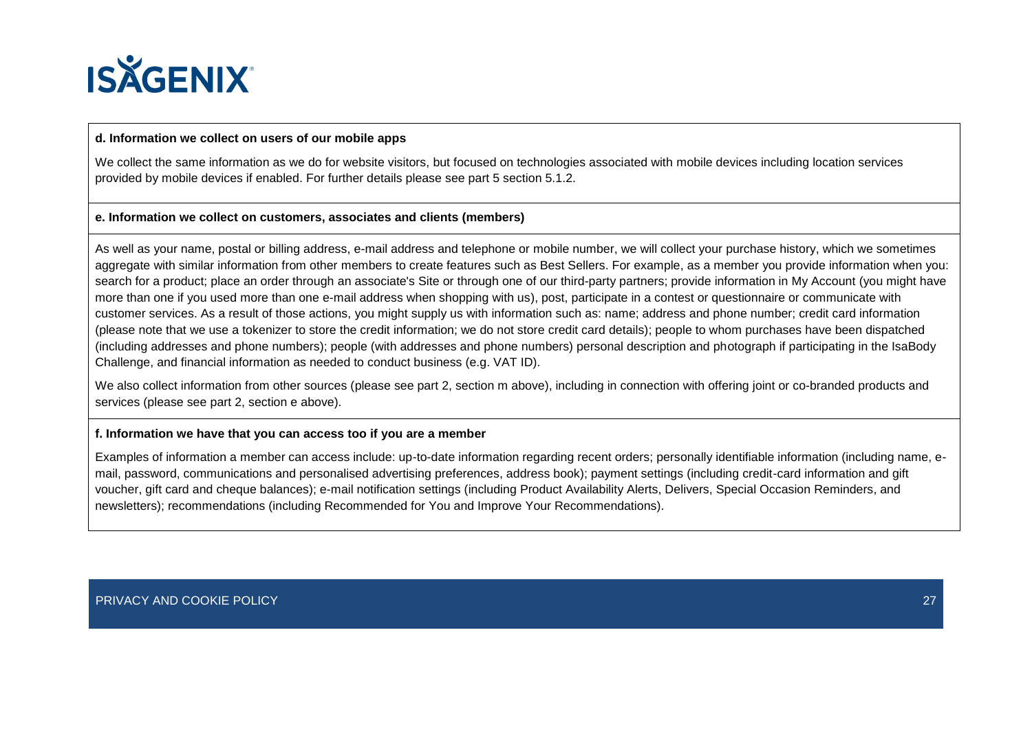**d. Information we collect on users of our mobile apps**

We collect the same information as we do for website visitors, but focused on technologies associated with mobile devices including location services provided by mobile devices if enabled. For further details please see part 5 section 5.1.2.

**e. Information we collect on customers, associates and clients (members)**

As well as your name, postal or billing address, e-mail address and telephone or mobile number, we will collect your purchase history, which we sometimes aggregate with similar information from other members to create features such as Best Sellers. For example, as a member you provide information when you: search for a product; place an order through an associate's Site or through one of our third-party partners; provide information in My Account (you might have more than one if you used more than one e-mail address when shopping with us), post, participate in a contest or questionnaire or communicate with customer services. As a result of those actions, you might supply us with information such as: name; address and phone number; credit card information (please note that we use a tokenizer to store the credit information; we do not store credit card details); people to whom purchases have been dispatched (including addresses and phone numbers); people (with addresses and phone numbers) personal description and photograph if participating in the IsaBody Challenge, and financial information as needed to conduct business (e.g. VAT ID).

We also collect information from other sources (please see part 2, section m above), including in connection with offering joint or co-branded products and services (please see part 2, section e above).

**f. Information we have that you can access too if you are a member**

Examples of information a member can access include: up-to-date information regarding recent orders; personally identifiable information (including name, e-mail, password, communications and personalised advertising preferences, address book); payment settings (including credit-card information and gift voucher, gift card and cheque balances); e-mail notification settings (including Product Availability Alerts, Delivers, Special Occasion Reminders, and newsletters); recommendations (including Recommended for You and Improve Your Recommendations).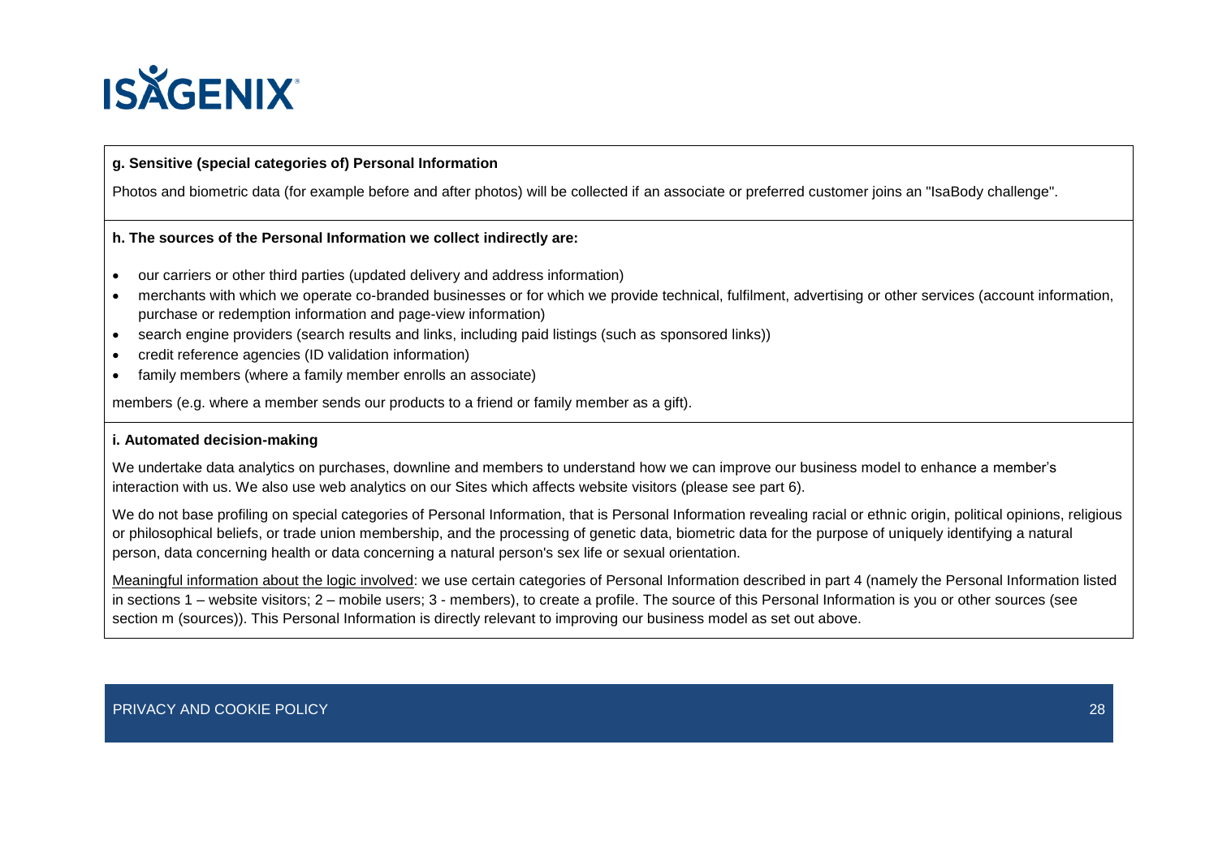**g. Sensitive (special categories of) Personal Information**

Photos and biometric data (for example before and after photos) will be collected if an associate or preferred customer joins an "IsaBody challenge".

**h. The sources of the Personal Information we collect indirectly are:**

- our carriers or other third parties (updated delivery and address information)
- merchants with which we operate co-branded businesses or for which we provide technical, fulfilment, advertising or other services (account information, purchase or redemption information and page-view information)
- search engine providers (search results and links, including paid listings (such as sponsored links))
- credit reference agencies (ID validation information)
- family members (where a family member enrolls an associate)

members (e.g. where a member sends our products to a friend or family member as a gift).

**i. Automated decision-making**

We undertake data analytics on purchases, downline and members to understand how we can improve our business model to enhance a member's interaction with us. We also use web analytics on our Sites which affects website visitors (please see part 6).

We do not base profiling on special categories of Personal Information, that is Personal Information revealing racial or ethnic origin, political opinions, religious or philosophical beliefs, or trade union membership, and the processing of genetic data, biometric data for the purpose of uniquely identifying a natural person, data concerning health or data concerning a natural person's sex life or sexual orientation.

Meaningful information about the logic involved: we use certain categories of Personal Information described in part 4 (namely the Personal Information listed in sections 1 – website visitors; 2 – mobile users; 3 - members), to create a profile. The source of this Personal Information is you or other sources (see section m (sources)). This Personal Information is directly relevant to improving our business model as set out above.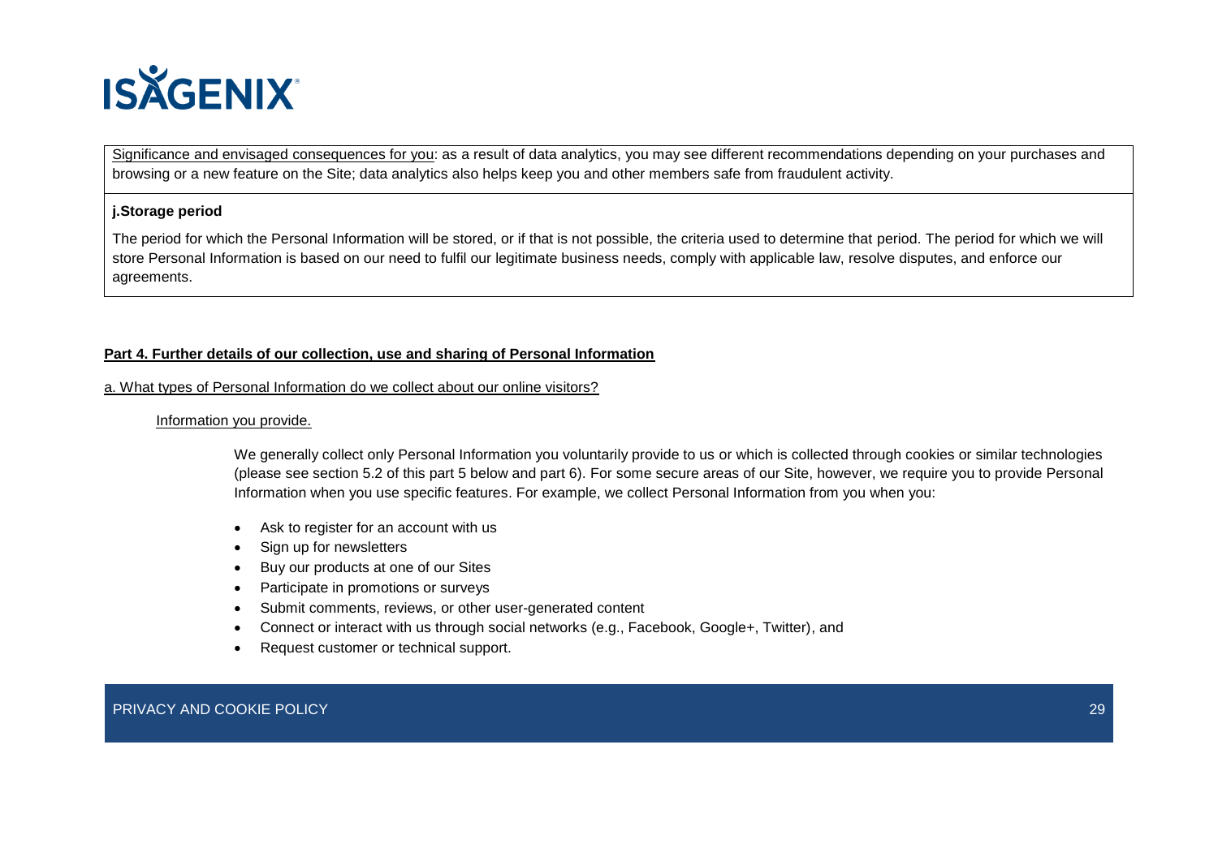Significance and envisaged consequences for you: as a result of data analytics, you may see different recommendations depending on your purchases and browsing or a new feature on the Site; data analytics also helps keep you and other members safe from fraudulent activity.

**j.Storage period**

The period for which the Personal Information will be stored, or if that is not possible, the criteria used to determine that period. The period for which we will store Personal Information is based on our need to fulfil our legitimate business needs, comply with applicable law, resolve disputes, and enforce our agreements.

## Part 4. Further details of our collection, use and sharing of Personal Information

### a. What types of Personal Information do we collect about our online visitors?

#### Information you provide.

We generally collect only Personal Information you voluntarily provide to us or which is collected through cookies or similar technologies (please see section 5.2 of this part 5 below and part 6). For some secure areas of our Site, however, we require you to provide Personal Information when you use specific features. For example, we collect Personal Information from you when you:

- Ask to register for an account with us
- Sign up for newsletters
- Buy our products at one of our Sites
- Participate in promotions or surveys
- Submit comments, reviews, or other user-generated content
- Connect or interact with us through social networks (e.g., Facebook, Google+, Twitter), and
- Request customer or technical support.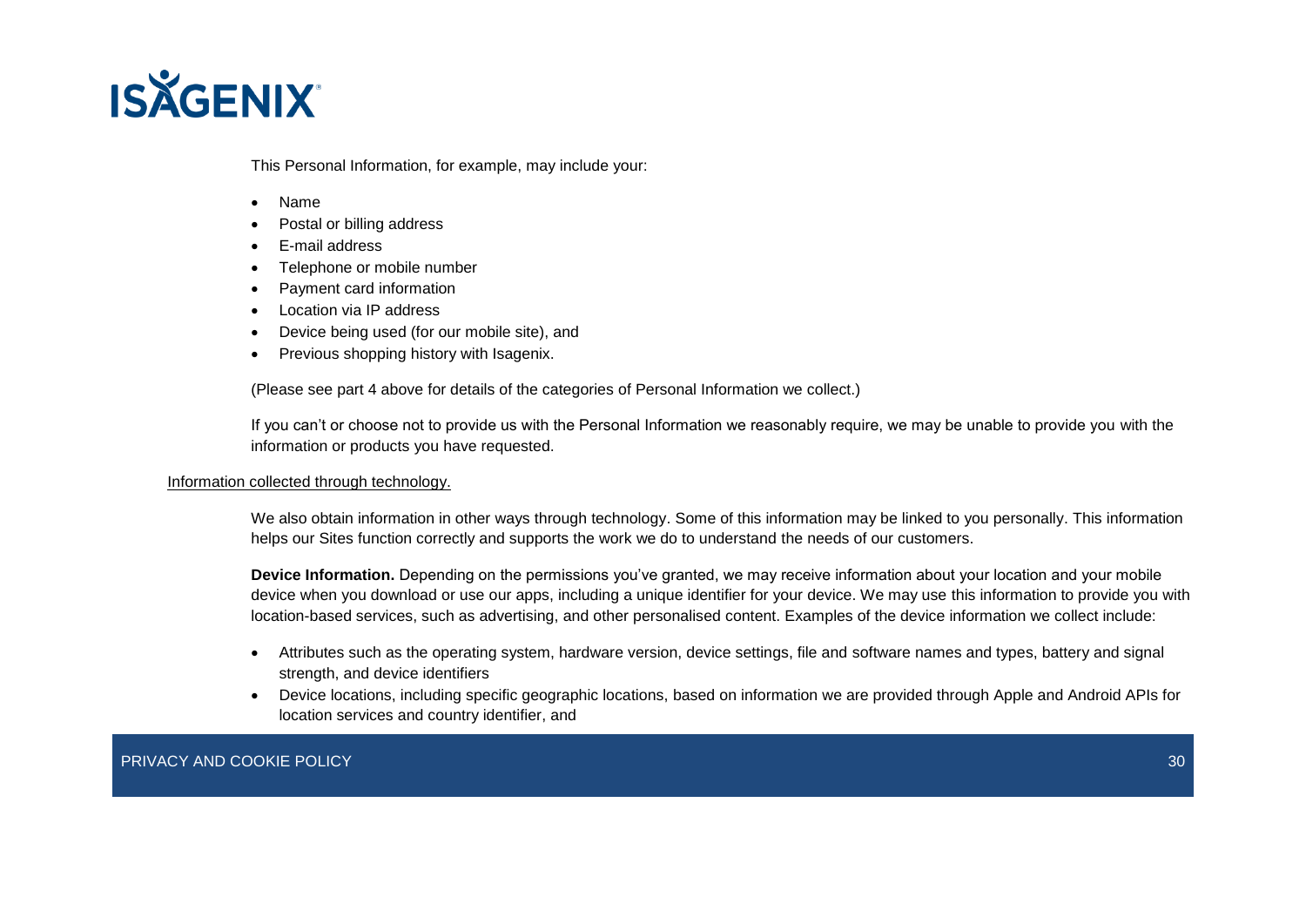This Personal Information, for example, may include your:

- Name
- Postal or billing address
- E-mail address
- Telephone or mobile number
- Payment card information
- Location via IP address
- Device being used (for our mobile site), and
- Previous shopping history with Isagenix.

(Please see part 4 above for details of the categories of Personal Information we collect.)

If you can't or choose not to provide us with the Personal Information we reasonably require, we may be unable to provide you with the information or products you have requested.

Information collected through technology.

We also obtain information in other ways through technology. Some of this information may be linked to you personally. This information helps our Sites function correctly and supports the work we do to understand the needs of our customers.

**Device Information.** Depending on the permissions you've granted, we may receive information about your location and your mobile device when you download or use our apps, including a unique identifier for your device. We may use this information to provide you with location-based services, such as advertising, and other personalised content. Examples of the device information we collect include:

- Attributes such as the operating system, hardware version, device settings, file and software names and types, battery and signal strength, and device identifiers
- Device locations, including specific geographic locations, based on information we are provided through Apple and Android APIs for location services and country identifier, and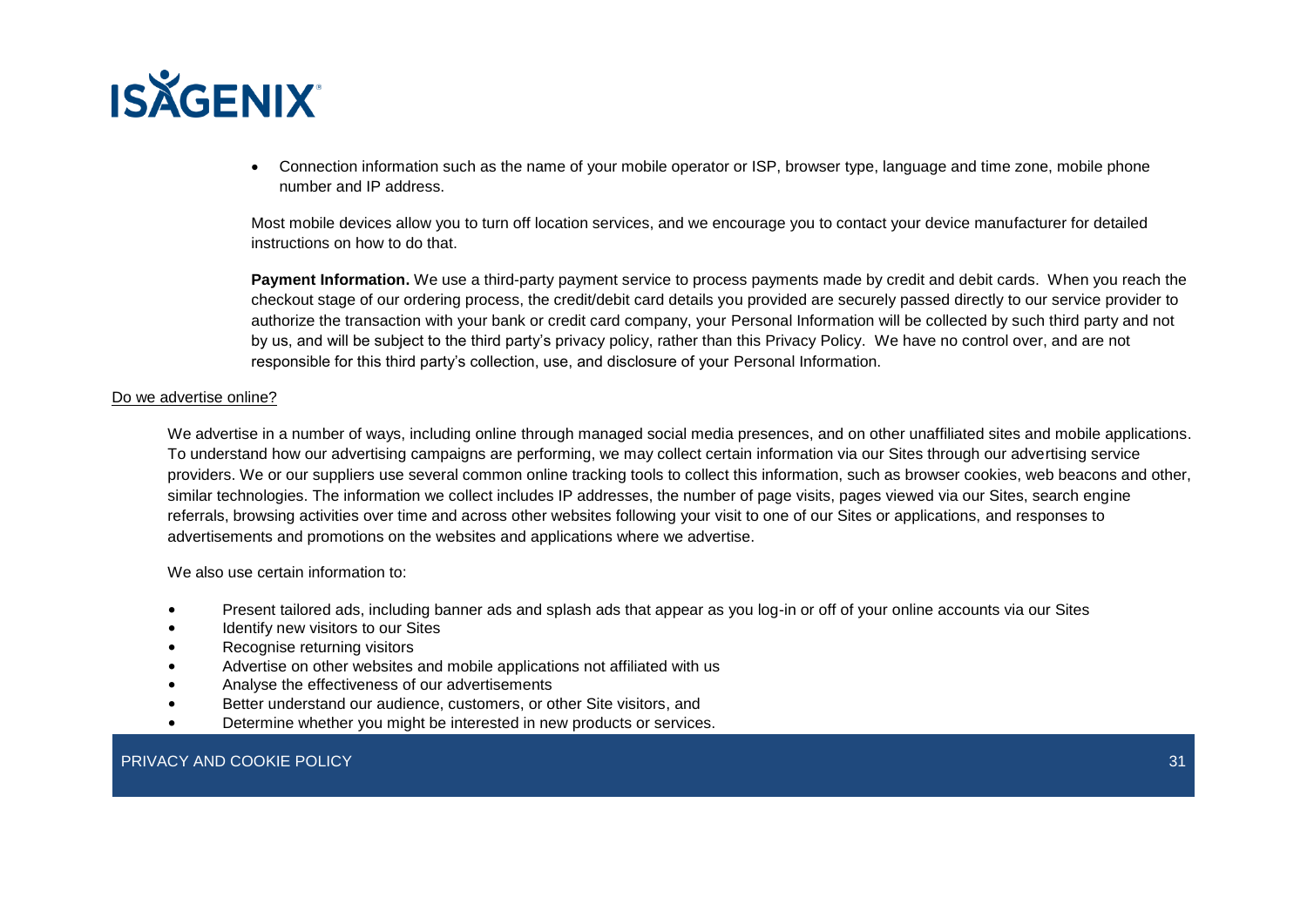- Connection information such as the name of your mobile operator or ISP, browser type, language and time zone, mobile phone number and IP address.

Most mobile devices allow you to turn off location services, and we encourage you to contact your device manufacturer for detailed instructions on how to do that.

**Payment Information.** We use a third-party payment service to process payments made by credit and debit cards. When you reach the checkout stage of our ordering process, the credit/debit card details you provided are securely passed directly to our service provider to authorize the transaction with your bank or credit card company, your Personal Information will be collected by such third party and not by us, and will be subject to the third party's privacy policy, rather than this Privacy Policy. We have no control over, and are not responsible for this third party's collection, use, and disclosure of your Personal Information.

Do we advertise online?

We advertise in a number of ways, including online through managed social media presences, and on other unaffiliated sites and mobile applications. To understand how our advertising campaigns are performing, we may collect certain information via our Sites through our advertising service providers. We or our suppliers use several common online tracking tools to collect this information, such as browser cookies, web beacons and other, similar technologies. The information we collect includes IP addresses, the number of page visits, pages viewed via our Sites, search engine referrals, browsing activities over time and across other websites following your visit to one of our Sites or applications, and responses to advertisements and promotions on the websites and applications where we advertise.

We also use certain information to:

- Present tailored ads, including banner ads and splash ads that appear as you log-in or off of your online accounts via our Sites
- Identify new visitors to our Sites
- Recognise returning visitors
- Advertise on other websites and mobile applications not affiliated with us
- Analyse the effectiveness of our advertisements
- Better understand our audience, customers, or other Site visitors, and
- Determine whether you might be interested in new products or services.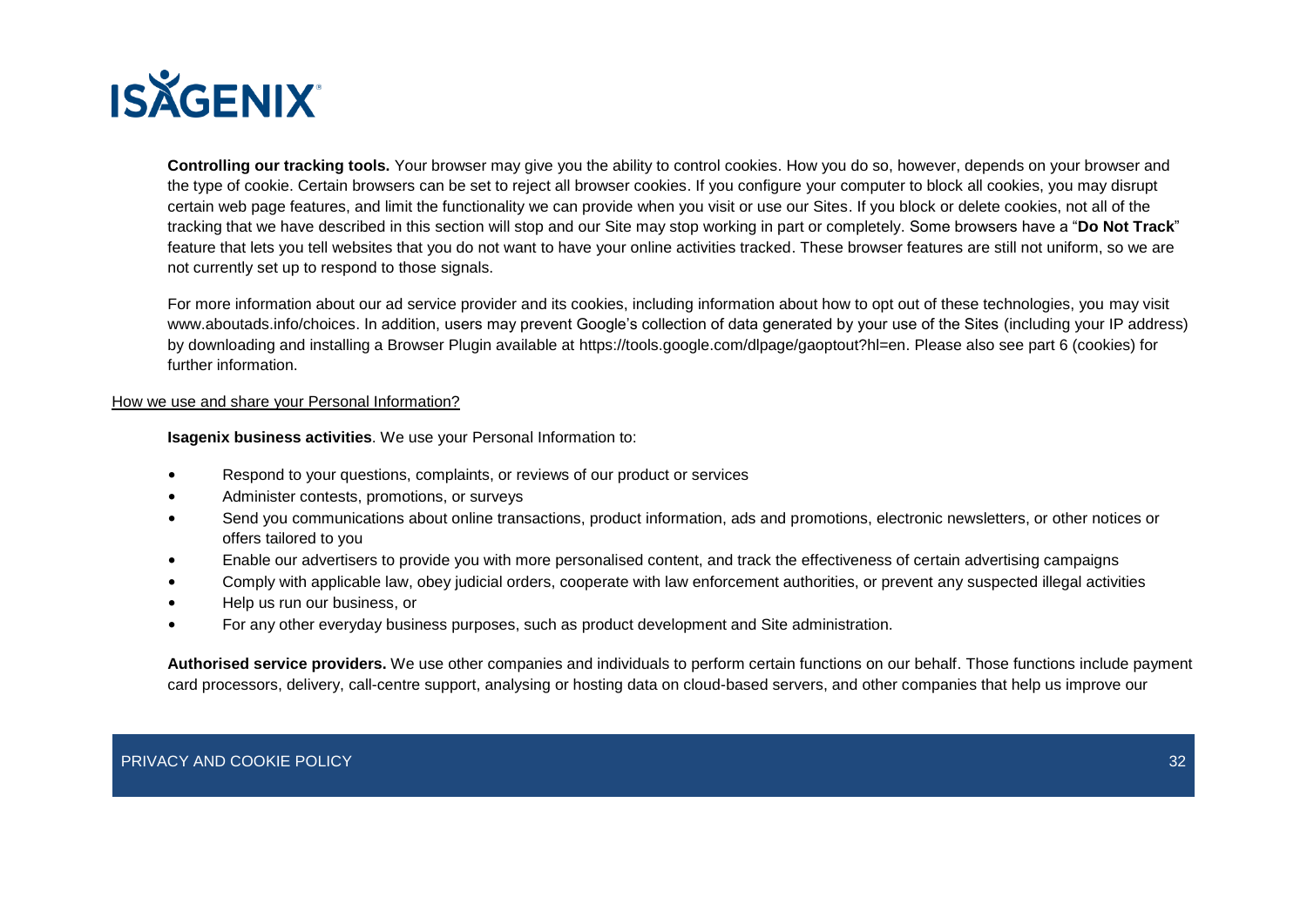**Controlling our tracking tools.** Your browser may give you the ability to control cookies. How you do so, however, depends on your browser and the type of cookie. Certain browsers can be set to reject all browser cookies. If you configure your computer to block all cookies, you may disrupt certain web page features, and limit the functionality we can provide when you visit or use our Sites. If you block or delete cookies, not all of the tracking that we have described in this section will stop and our Site may stop working in part or completely. Some browsers have a "**Do Not Track**" feature that lets you tell websites that you do not want to have your online activities tracked. These browser features are still not uniform, so we are not currently set up to respond to those signals.

For more information about our ad service provider and its cookies, including information about how to opt out of these technologies, you may visit www.aboutads.info/choices. In addition, users may prevent Google's collection of data generated by your use of the Sites (including your IP address) by downloading and installing a Browser Plugin available at https://tools.google.com/dlpage/gaoptout?hl=en. Please also see part 6 (cookies) for further information.

<u>How we use and share your Personal Information?</u>

**Isagenix business activities**. We use your Personal Information to:

- Respond to your questions, complaints, or reviews of our product or services
- Administer contests, promotions, or surveys
- Send you communications about online transactions, product information, ads and promotions, electronic newsletters, or other notices or offers tailored to you
- Enable our advertisers to provide you with more personalised content, and track the effectiveness of certain advertising campaigns
- Comply with applicable law, obey judicial orders, cooperate with law enforcement authorities, or prevent any suspected illegal activities
- Help us run our business, or
- For any other everyday business purposes, such as product development and Site administration.

**Authorised service providers.** We use other companies and individuals to perform certain functions on our behalf. Those functions include payment card processors, delivery, call-centre support, analysing or hosting data on cloud-based servers, and other companies that help us improve our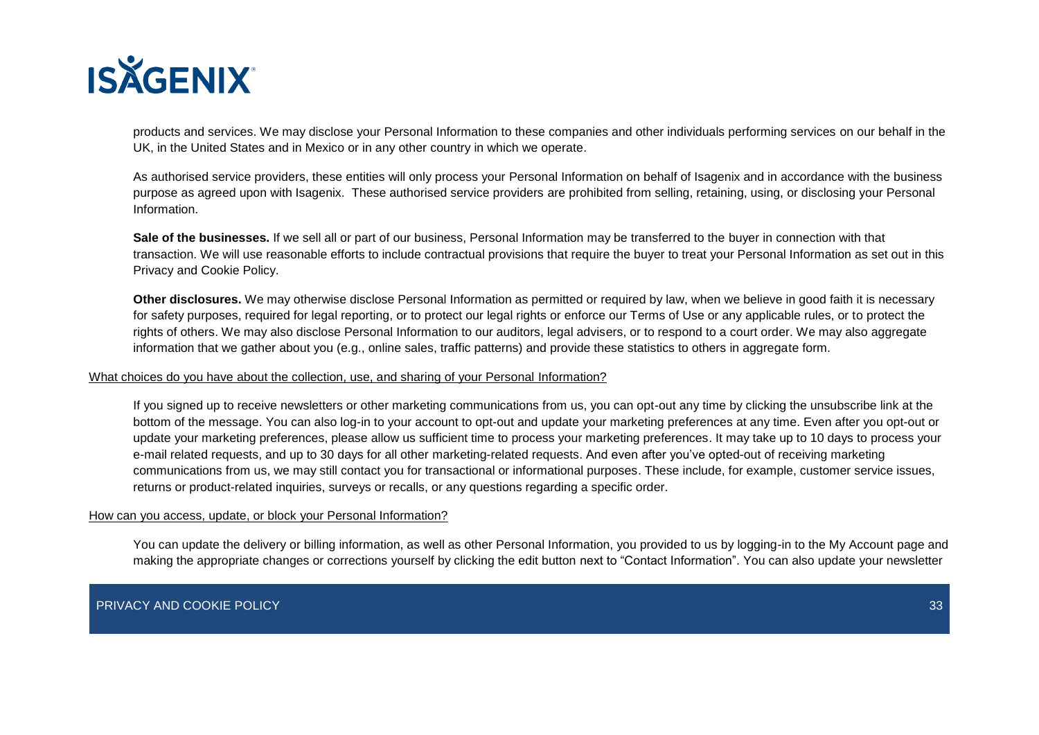products and services. We may disclose your Personal Information to these companies and other individuals performing services on our behalf in the UK, in the United States and in Mexico or in any other country in which we operate.

As authorised service providers, these entities will only process your Personal Information on behalf of Isagenix and in accordance with the business purpose as agreed upon with Isagenix. These authorised service providers are prohibited from selling, retaining, using, or disclosing your Personal Information.

**Sale of the businesses.** If we sell all or part of our business, Personal Information may be transferred to the buyer in connection with that transaction. We will use reasonable efforts to include contractual provisions that require the buyer to treat your Personal Information as set out in this Privacy and Cookie Policy.

**Other disclosures.** We may otherwise disclose Personal Information as permitted or required by law, when we believe in good faith it is necessary for safety purposes, required for legal reporting, or to protect our legal rights or enforce our Terms of Use or any applicable rules, or to protect the rights of others. We may also disclose Personal Information to our auditors, legal advisers, or to respond to a court order. We may also aggregate information that we gather about you (e.g., online sales, traffic patterns) and provide these statistics to others in aggregate form.

## What choices do you have about the collection, use, and sharing of your Personal Information?

If you signed up to receive newsletters or other marketing communications from us, you can opt-out any time by clicking the unsubscribe link at the bottom of the message. You can also log-in to your account to opt-out and update your marketing preferences at any time. Even after you opt-out or update your marketing preferences, please allow us sufficient time to process your marketing preferences. It may take up to 10 days to process your e-mail related requests, and up to 30 days for all other marketing-related requests. And even after you've opted-out of receiving marketing communications from us, we may still contact you for transactional or informational purposes. These include, for example, customer service issues, returns or product-related inquiries, surveys or recalls, or any questions regarding a specific order.

## How can you access, update, or block your Personal Information?

You can update the delivery or billing information, as well as other Personal Information, you provided to us by logging-in to the My Account page and making the appropriate changes or corrections yourself by clicking the edit button next to "Contact Information". You can also update your newsletter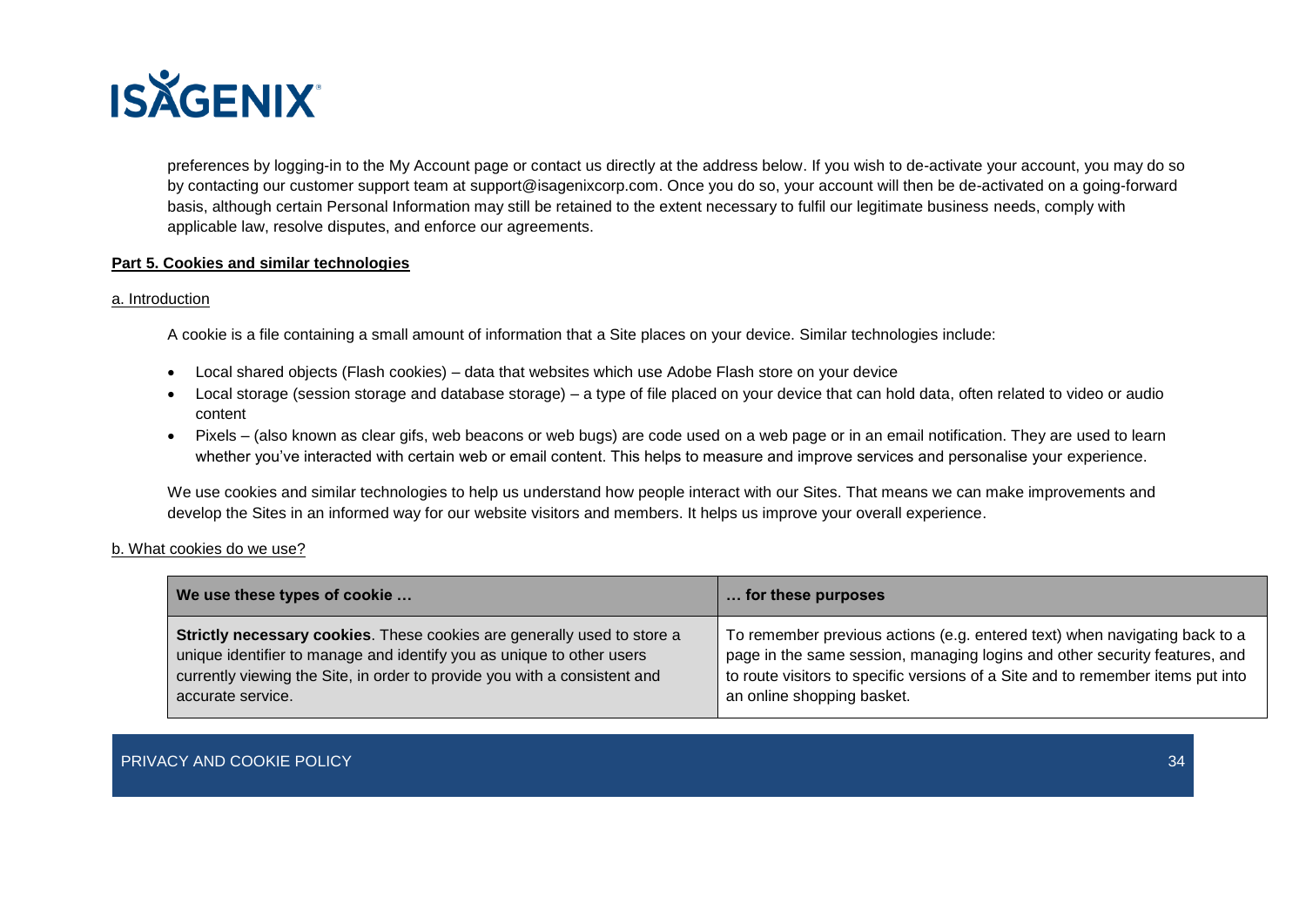preferences by logging-in to the My Account page or contact us directly at the address below. If you wish to de-activate your account, you may do so by contacting our customer support team at support@isagenixcorp.com. Once you do so, your account will then be de-activated on a going-forward basis, although certain Personal Information may still be retained to the extent necessary to fulfil our legitimate business needs, comply with applicable law, resolve disputes, and enforce our agreements.

## Part 5. Cookies and similar technologies

### a. Introduction

A cookie is a file containing a small amount of information that a Site places on your device. Similar technologies include:

- Local shared objects (Flash cookies) – data that websites which use Adobe Flash store on your device
- Local storage (session storage and database storage) – a type of file placed on your device that can hold data, often related to video or audio content
- Pixels – (also known as clear gifs, web beacons or web bugs) are code used on a web page or in an email notification. They are used to learn whether you've interacted with certain web or email content. This helps to measure and improve services and personalise your experience.

We use cookies and similar technologies to help us understand how people interact with our Sites. That means we can make improvements and develop the Sites in an informed way for our website visitors and members. It helps us improve your overall experience.

### b. What cookies do we use?

| We use these types of cookie … | … for these purposes |
|---|---|
| **Strictly necessary cookies**. These cookies are generally used to store a unique identifier to manage and identify you as unique to other users currently viewing the Site, in order to provide you with a consistent and accurate service. | To remember previous actions (e.g. entered text) when navigating back to a page in the same session, managing logins and other security features, and to route visitors to specific versions of a Site and to remember items put into an online shopping basket. |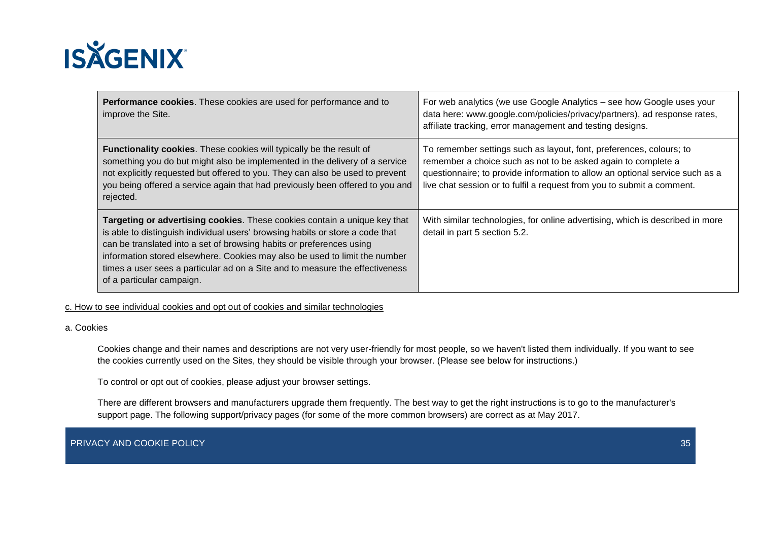| | |
|---|---|
| **Performance cookies**. These cookies are used for performance and to improve the Site. | For web analytics (we use Google Analytics – see how Google uses your data here: www.google.com/policies/privacy/partners), ad response rates, affiliate tracking, error management and testing designs. |
| **Functionality cookies**. These cookies will typically be the result of something you do but might also be implemented in the delivery of a service not explicitly requested but offered to you. They can also be used to prevent you being offered a service again that had previously been offered to you and rejected. | To remember settings such as layout, font, preferences, colours; to remember a choice such as not to be asked again to complete a questionnaire; to provide information to allow an optional service such as a live chat session or to fulfil a request from you to submit a comment. |
| **Targeting or advertising cookies**. These cookies contain a unique key that is able to distinguish individual users' browsing habits or store a code that can be translated into a set of browsing habits or preferences using information stored elsewhere. Cookies may also be used to limit the number times a user sees a particular ad on a Site and to measure the effectiveness of a particular campaign. | With similar technologies, for online advertising, which is described in more detail in part 5 section 5.2. |

c. How to see individual cookies and opt out of cookies and similar technologies

a. Cookies

Cookies change and their names and descriptions are not very user-friendly for most people, so we haven't listed them individually. If you want to see the cookies currently used on the Sites, they should be visible through your browser. (Please see below for instructions.)

To control or opt out of cookies, please adjust your browser settings.

There are different browsers and manufacturers upgrade them frequently. The best way to get the right instructions is to go to the manufacturer's support page. The following support/privacy pages (for some of the more common browsers) are correct as at May 2017.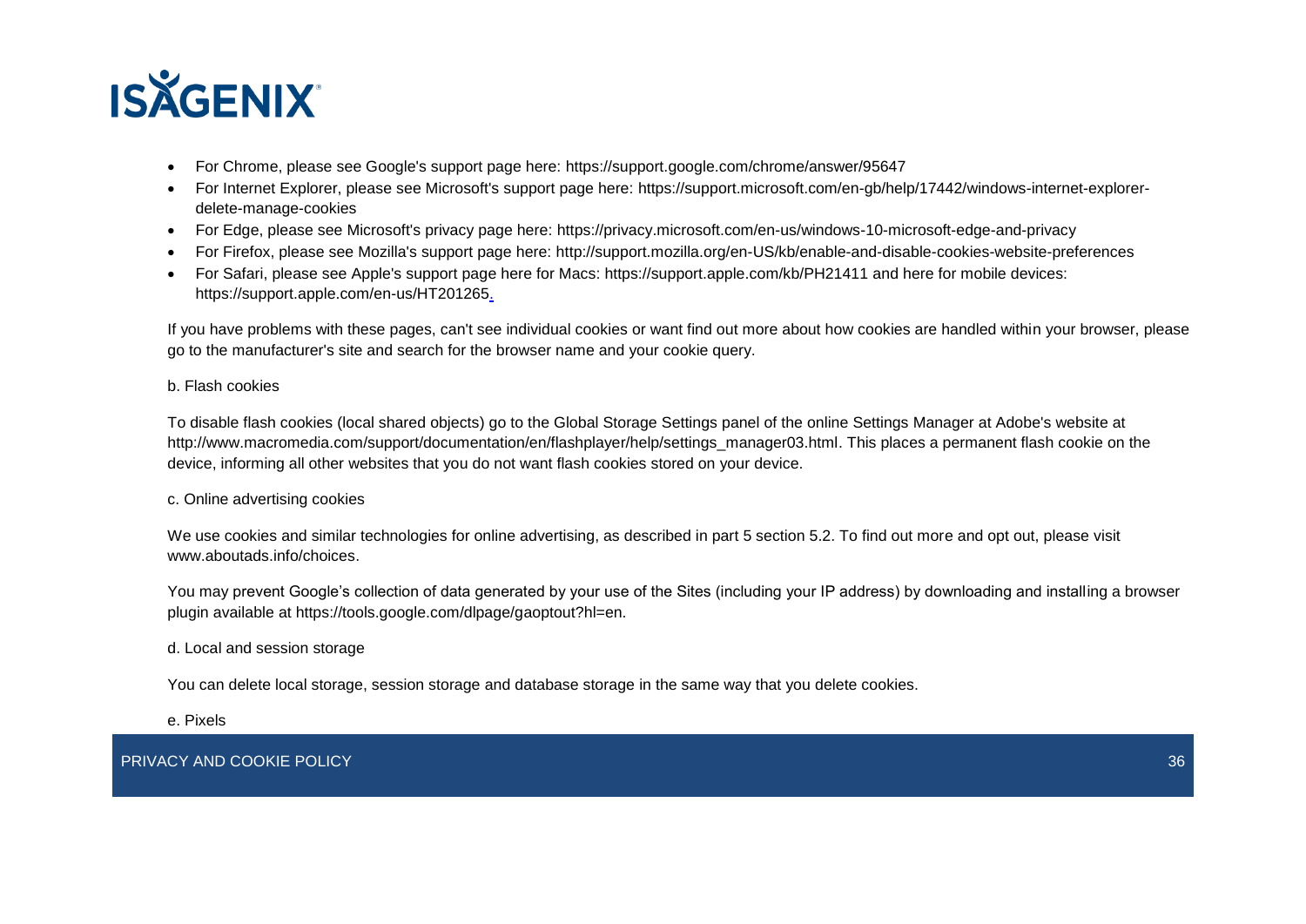- For Chrome, please see Google's support page here: https://support.google.com/chrome/answer/95647
- For Internet Explorer, please see Microsoft's support page here: https://support.microsoft.com/en-gb/help/17442/windows-internet-explorer-delete-manage-cookies
- For Edge, please see Microsoft's privacy page here: https://privacy.microsoft.com/en-us/windows-10-microsoft-edge-and-privacy
- For Firefox, please see Mozilla's support page here: http://support.mozilla.org/en-US/kb/enable-and-disable-cookies-website-preferences
- For Safari, please see Apple's support page here for Macs: https://support.apple.com/kb/PH21411 and here for mobile devices: https://support.apple.com/en-us/HT201265.

If you have problems with these pages, can't see individual cookies or want find out more about how cookies are handled within your browser, please go to the manufacturer's site and search for the browser name and your cookie query.

b. Flash cookies

To disable flash cookies (local shared objects) go to the Global Storage Settings panel of the online Settings Manager at Adobe's website at http://www.macromedia.com/support/documentation/en/flashplayer/help/settings_manager03.html. This places a permanent flash cookie on the device, informing all other websites that you do not want flash cookies stored on your device.

c. Online advertising cookies

We use cookies and similar technologies for online advertising, as described in part 5 section 5.2. To find out more and opt out, please visit www.aboutads.info/choices.

You may prevent Google's collection of data generated by your use of the Sites (including your IP address) by downloading and installing a browser plugin available at https://tools.google.com/dlpage/gaoptout?hl=en.

d. Local and session storage

You can delete local storage, session storage and database storage in the same way that you delete cookies.

e. Pixels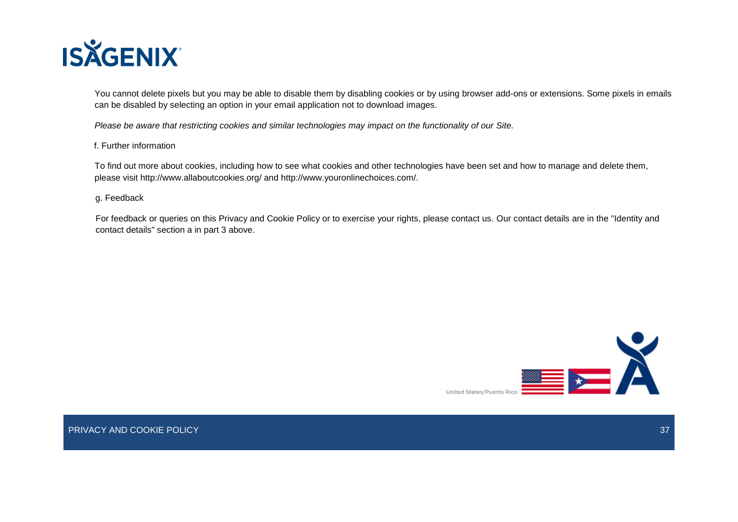You cannot delete pixels but you may be able to disable them by disabling cookies or by using browser add-ons or extensions. Some pixels in emails can be disabled by selecting an option in your email application not to download images.

*Please be aware that restricting cookies and similar technologies may impact on the functionality of our Site.*

f. Further information

To find out more about cookies, including how to see what cookies and other technologies have been set and how to manage and delete them, please visit http://www.allaboutcookies.org/ and http://www.youronlinechoices.com/.

g. Feedback

For feedback or queries on this Privacy and Cookie Policy or to exercise your rights, please contact us. Our contact details are in the "Identity and contact details" section a in part 3 above.